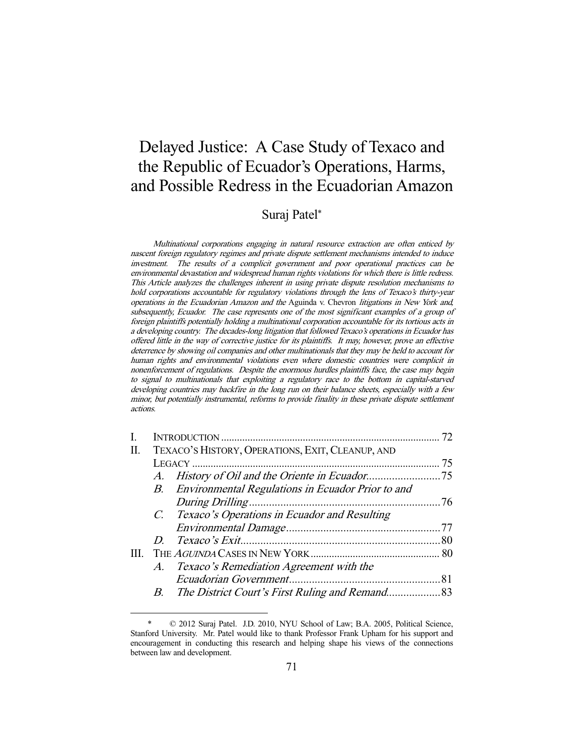# Delayed Justice: A Case Study of Texaco and the Republic of Ecuador's Operations, Harms, and Possible Redress in the Ecuadorian Amazon

Suraj Patel*

*Multinational corporations engaging in natural resource extraction are often enticed by nascent foreign regulatory regimes and private dispute settlement mechanisms intended to induce investment. The results of a complicit government and poor operational practices can be environmental devastation and widespread human rights violations for which there is little redress. This Article analyzes the challenges inherent in using private dispute resolution mechanisms to hold corporations accountable for regulatory violations through the lens of Texaco's thirty-year operations in the Ecuadorian Amazon and the* Aguinda v. Chevron *litigations in New York and, subsequently, Ecuador. The case represents one of the most significant examples of a group of foreign plaintiffs potentially holding a multinational corporation accountable for its tortious acts in a developing country. The decades-long litigation that followed Texaco's operations in Ecuador has offered little in the way of corrective justice for its plaintiffs. It may, however, prove an effective deterrence by showing oil companies and other multinationals that they may be held to account for human rights and environmental violations even where domestic countries were complicit in nonenforcement of regulations. Despite the enormous hurdles plaintiffs face, the case may begin to signal to multinationals that exploiting a regulatory race to the bottom in capital-starved developing countries may backfire in the long run on their balance sheets, especially with a few minor, but potentially instrumental, reforms to provide finality in these private dispute settlement actions.*

| | | |
|---|---|---|
| I. | INTRODUCTION | 72 |
| II. | TEXACO'S HISTORY, OPERATIONS, EXIT, CLEANUP, AND LEGACY | 75 |
| | A. *History of Oil and the Oriente in Ecuador* | 75 |
| | B. *Environmental Regulations in Ecuador Prior to and During Drilling* | 76 |
| | C. *Texaco's Operations in Ecuador and Resulting Environmental Damage* | 77 |
| | D. *Texaco's Exit* | 80 |
| III. | THE *AGUINDA* CASES IN NEW YORK | 80 |
| | A. *Texaco's Remediation Agreement with the Ecuadorian Government* | 81 |
| | B. *The District Court's First Ruling and Remand* | 83 |

\* © 2012 Suraj Patel. J.D. 2010, NYU School of Law; B.A. 2005, Political Science, Stanford University. Mr. Patel would like to thank Professor Frank Upham for his support and encouragement in conducting this research and helping shape his views of the connections between law and development.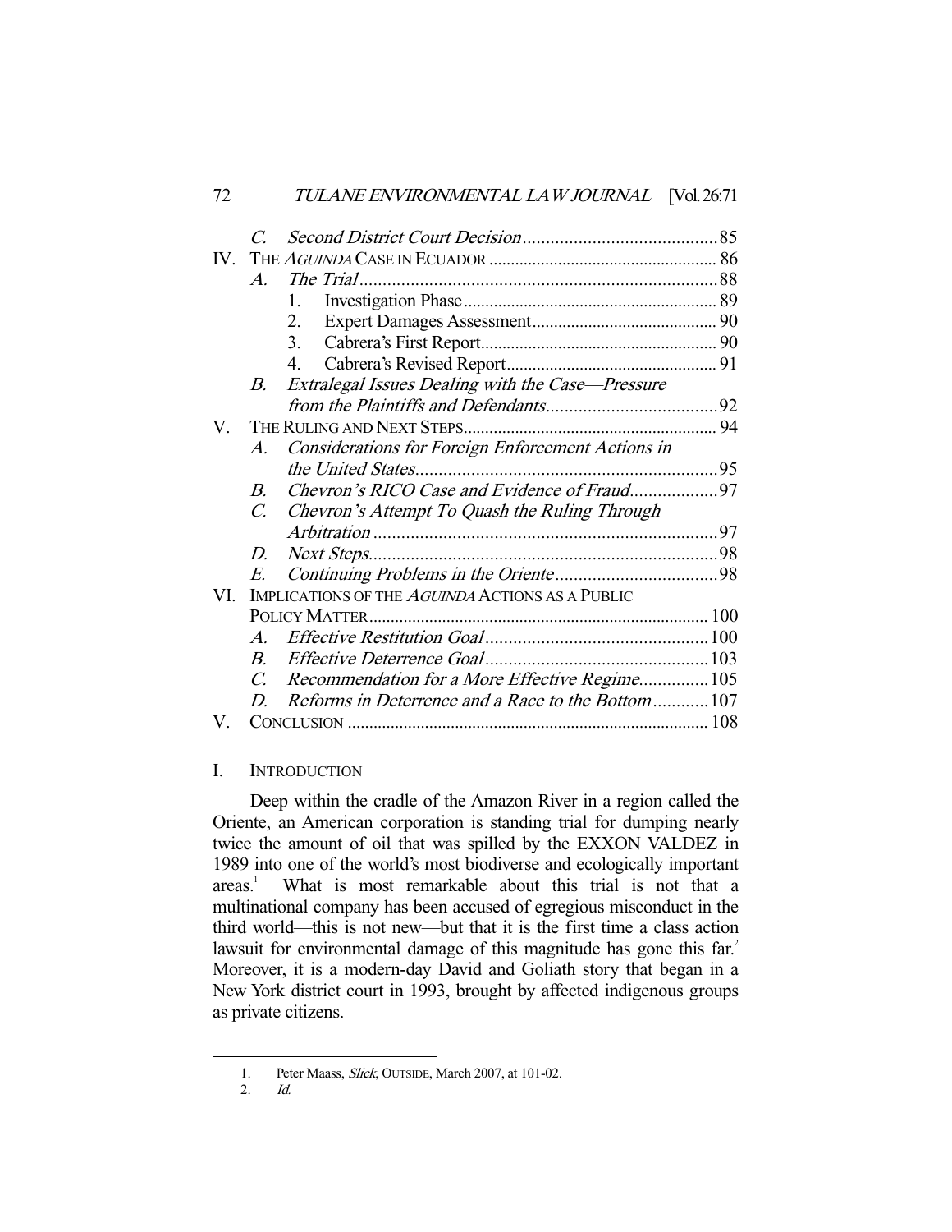C. *Second District Court Decision* .......................................... 85

IV. THE *AGUINDA* CASE IN ECUADOR .................................................... 86

A. *The Trial* ............................................................................. 88

1. Investigation Phase ........................................................... 89
2. Expert Damages Assessment ........................................... 90
3. Cabrera's First Report ....................................................... 90
4. Cabrera's Revised Report ................................................. 91

B. *Extralegal Issues Dealing with the Case—Pressure from the Plaintiffs and Defendants* ..................................... 92

V. THE RULING AND NEXT STEPS ........................................................... 94

A. *Considerations for Foreign Enforcement Actions in the United States* ................................................................. 95

B. *Chevron's RICO Case and Evidence of Fraud* ................... 97

C. *Chevron's Attempt To Quash the Ruling Through Arbitration* .......................................................................... 97

D. *Next Steps* ........................................................................... 98

E. *Continuing Problems in the Oriente* ................................... 98

VI. IMPLICATIONS OF THE *AGUINDA* ACTIONS AS A PUBLIC POLICY MATTER .............................................................................. 100

A. *Effective Restitution Goal* ................................................ 100

B. *Effective Deterrence Goal* ................................................ 103

C. *Recommendation for a More Effective Regime* ............... 105

D. *Reforms in Deterrence and a Race to the Bottom* ............ 107

V. CONCLUSION .................................................................................. 108

## I. INTRODUCTION

Deep within the cradle of the Amazon River in a region called the Oriente, an American corporation is standing trial for dumping nearly twice the amount of oil that was spilled by the EXXON VALDEZ in 1989 into one of the world's most biodiverse and ecologically important areas.[1] What is most remarkable about this trial is not that a multinational company has been accused of egregious misconduct in the third world—this is not new—but that it is the first time a class action lawsuit for environmental damage of this magnitude has gone this far.[2] Moreover, it is a modern-day David and Goliath story that began in a New York district court in 1993, brought by affected indigenous groups as private citizens.

1. Peter Maass, *Slick*, OUTSIDE, March 2007, at 101-02.

2. *Id.*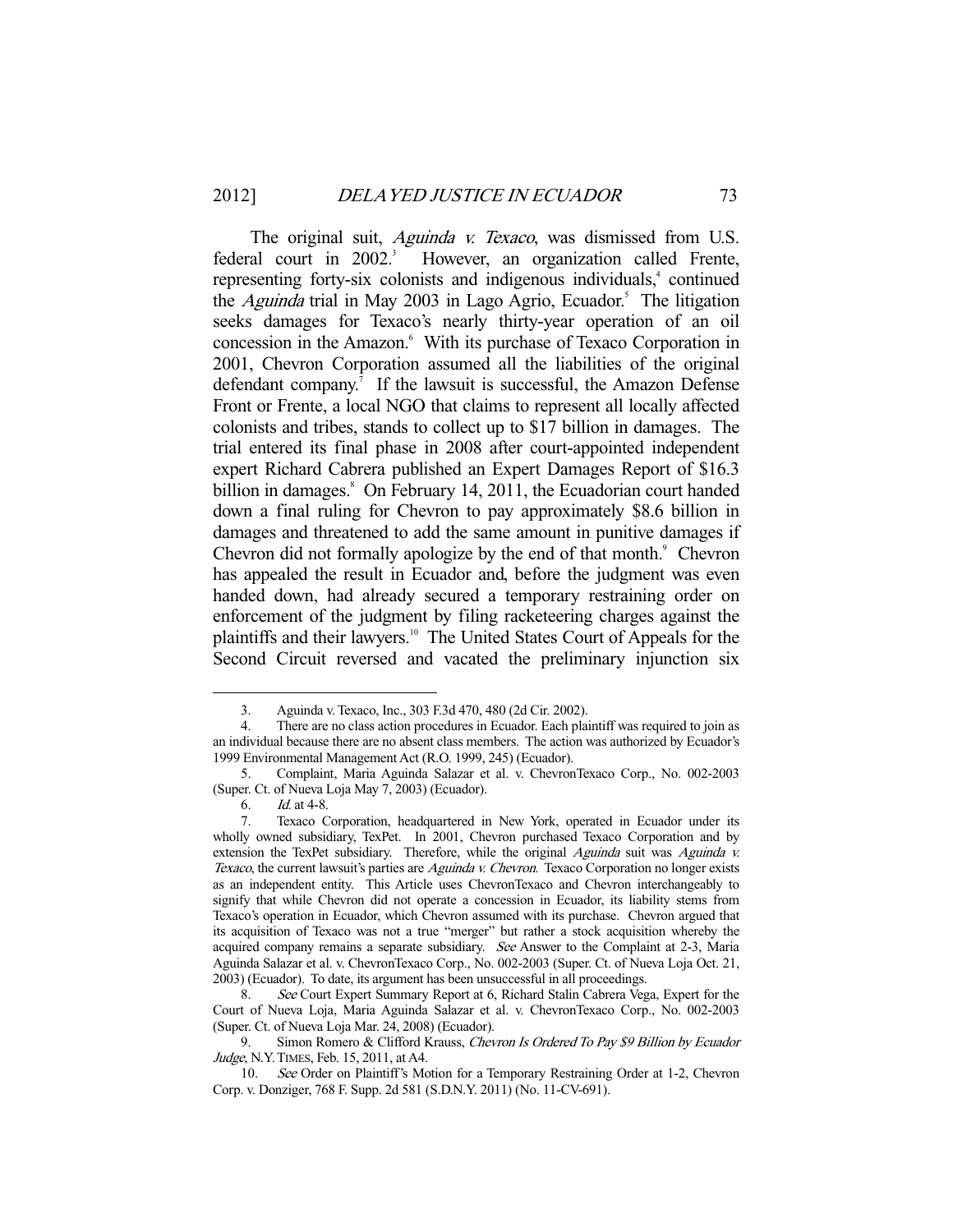The original suit, *Aguinda v. Texaco*, was dismissed from U.S. federal court in 2002.[3] However, an organization called Frente, representing forty-six colonists and indigenous individuals,[4] continued the *Aguinda* trial in May 2003 in Lago Agrio, Ecuador.[5] The litigation seeks damages for Texaco's nearly thirty-year operation of an oil concession in the Amazon.[6] With its purchase of Texaco Corporation in 2001, Chevron Corporation assumed all the liabilities of the original defendant company.[7] If the lawsuit is successful, the Amazon Defense Front or Frente, a local NGO that claims to represent all locally affected colonists and tribes, stands to collect up to $17 billion in damages. The trial entered its final phase in 2008 after court-appointed independent expert Richard Cabrera published an Expert Damages Report of $16.3 billion in damages.[8] On February 14, 2011, the Ecuadorian court handed down a final ruling for Chevron to pay approximately $8.6 billion in damages and threatened to add the same amount in punitive damages if Chevron did not formally apologize by the end of that month.[9] Chevron has appealed the result in Ecuador and, before the judgment was even handed down, had already secured a temporary restraining order on enforcement of the judgment by filing racketeering charges against the plaintiffs and their lawyers.[10] The United States Court of Appeals for the Second Circuit reversed and vacated the preliminary injunction six

---

3. Aguinda v. Texaco, Inc., 303 F.3d 470, 480 (2d Cir. 2002).

4. There are no class action procedures in Ecuador. Each plaintiff was required to join as an individual because there are no absent class members. The action was authorized by Ecuador's 1999 Environmental Management Act (R.O. 1999, 245) (Ecuador).

5. Complaint, Maria Aguinda Salazar et al. v. ChevronTexaco Corp., No. 002-2003 (Super. Ct. of Nueva Loja May 7, 2003) (Ecuador).

6. *Id.* at 4-8.

7. Texaco Corporation, headquartered in New York, operated in Ecuador under its wholly owned subsidiary, TexPet. In 2001, Chevron purchased Texaco Corporation and by extension the TexPet subsidiary. Therefore, while the original *Aguinda* suit was *Aguinda v. Texaco*, the current lawsuit's parties are *Aguinda v. Chevron*. Texaco Corporation no longer exists as an independent entity. This Article uses ChevronTexaco and Chevron interchangeably to signify that while Chevron did not operate a concession in Ecuador, its liability stems from Texaco's operation in Ecuador, which Chevron assumed with its purchase. Chevron argued that its acquisition of Texaco was not a true "merger" but rather a stock acquisition whereby the acquired company remains a separate subsidiary. *See* Answer to the Complaint at 2-3, Maria Aguinda Salazar et al. v. ChevronTexaco Corp., No. 002-2003 (Super. Ct. of Nueva Loja Oct. 21, 2003) (Ecuador). To date, its argument has been unsuccessful in all proceedings.

8. *See* Court Expert Summary Report at 6, Richard Stalin Cabrera Vega, Expert for the Court of Nueva Loja, Maria Aguinda Salazar et al. v. ChevronTexaco Corp., No. 002-2003 (Super. Ct. of Nueva Loja Mar. 24, 2008) (Ecuador).

9. Simon Romero & Clifford Krauss, *Chevron Is Ordered To Pay $9 Billion by Ecuador Judge*, N.Y. TIMES, Feb. 15, 2011, at A4.

10. *See* Order on Plaintiff's Motion for a Temporary Restraining Order at 1-2, Chevron Corp. v. Donziger, 768 F. Supp. 2d 581 (S.D.N.Y. 2011) (No. 11-CV-691).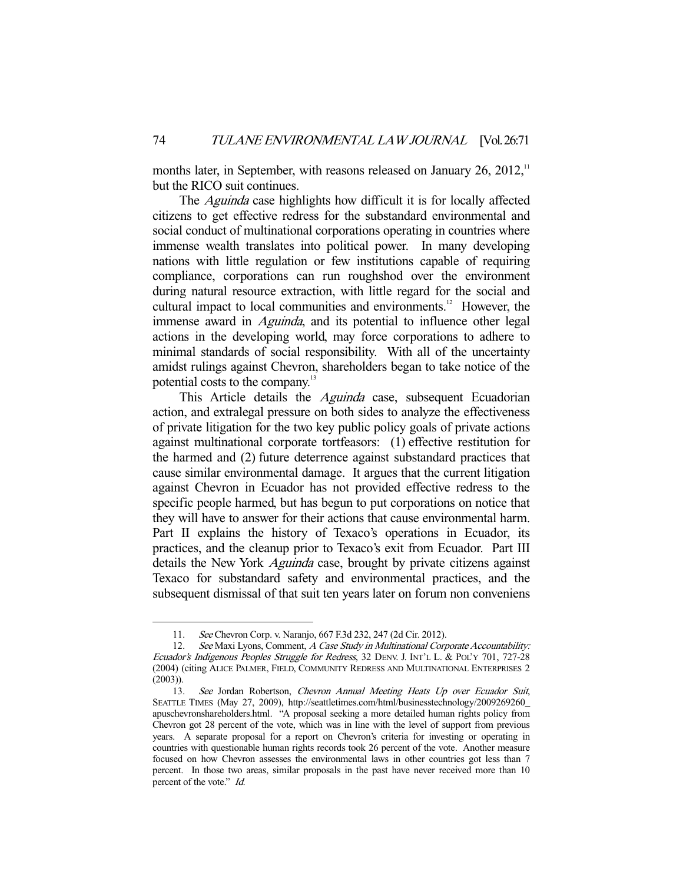months later, in September, with reasons released on January 26, 2012,[11] but the RICO suit continues.

The *Aguinda* case highlights how difficult it is for locally affected citizens to get effective redress for the substandard environmental and social conduct of multinational corporations operating in countries where immense wealth translates into political power. In many developing nations with little regulation or few institutions capable of requiring compliance, corporations can run roughshod over the environment during natural resource extraction, with little regard for the social and cultural impact to local communities and environments.[12] However, the immense award in *Aguinda*, and its potential to influence other legal actions in the developing world, may force corporations to adhere to minimal standards of social responsibility. With all of the uncertainty amidst rulings against Chevron, shareholders began to take notice of the potential costs to the company.[13]

This Article details the *Aguinda* case, subsequent Ecuadorian action, and extralegal pressure on both sides to analyze the effectiveness of private litigation for the two key public policy goals of private actions against multinational corporate tortfeasors: (1) effective restitution for the harmed and (2) future deterrence against substandard practices that cause similar environmental damage. It argues that the current litigation against Chevron in Ecuador has not provided effective redress to the specific people harmed, but has begun to put corporations on notice that they will have to answer for their actions that cause environmental harm. Part II explains the history of Texaco's operations in Ecuador, its practices, and the cleanup prior to Texaco's exit from Ecuador. Part III details the New York *Aguinda* case, brought by private citizens against Texaco for substandard safety and environmental practices, and the subsequent dismissal of that suit ten years later on forum non conveniens

---

11. *See* Chevron Corp. v. Naranjo, 667 F.3d 232, 247 (2d Cir. 2012).

12. *See* Maxi Lyons, Comment, *A Case Study in Multinational Corporate Accountability: Ecuador's Indigenous Peoples Struggle for Redress*, 32 DENV. J. INT'L L. & POL'Y 701, 727-28 (2004) (citing ALICE PALMER, FIELD, COMMUNITY REDRESS AND MULTINATIONAL ENTERPRISES 2 (2003)).

13. *See* Jordan Robertson, *Chevron Annual Meeting Heats Up over Ecuador Suit*, SEATTLE TIMES (May 27, 2009), http://seattletimes.com/html/businesstechnology/2009269260_apuschevronshareholders.html. "A proposal seeking a more detailed human rights policy from Chevron got 28 percent of the vote, which was in line with the level of support from previous years. A separate proposal for a report on Chevron's criteria for investing or operating in countries with questionable human rights records took 26 percent of the vote. Another measure focused on how Chevron assesses the environmental laws in other countries got less than 7 percent. In those two areas, similar proposals in the past have never received more than 10 percent of the vote." *Id.*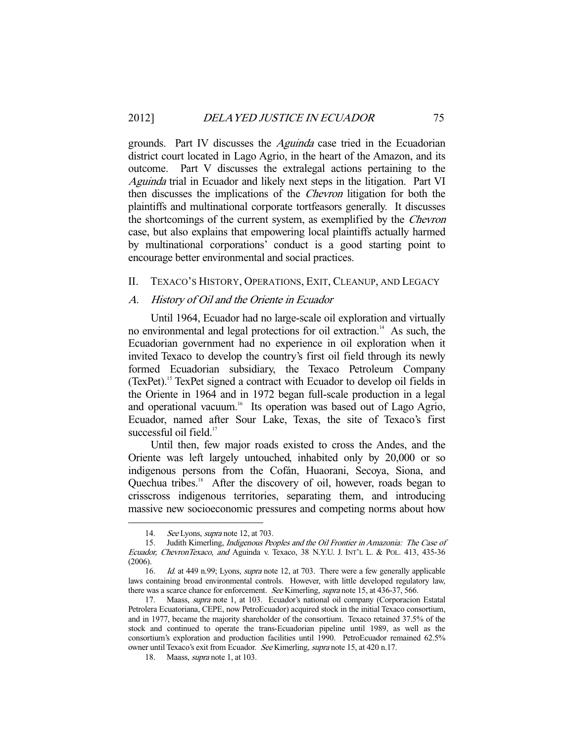grounds. Part IV discusses the *Aguinda* case tried in the Ecuadorian district court located in Lago Agrio, in the heart of the Amazon, and its outcome. Part V discusses the extralegal actions pertaining to the *Aguinda* trial in Ecuador and likely next steps in the litigation. Part VI then discusses the implications of the *Chevron* litigation for both the plaintiffs and multinational corporate tortfeasors generally. It discusses the shortcomings of the current system, as exemplified by the *Chevron* case, but also explains that empowering local plaintiffs actually harmed by multinational corporations' conduct is a good starting point to encourage better environmental and social practices.

## II. TEXACO'S HISTORY, OPERATIONS, EXIT, CLEANUP, AND LEGACY

### A. *History of Oil and the Oriente in Ecuador*

Until 1964, Ecuador had no large-scale oil exploration and virtually no environmental and legal protections for oil extraction.[14] As such, the Ecuadorian government had no experience in oil exploration when it invited Texaco to develop the country's first oil field through its newly formed Ecuadorian subsidiary, the Texaco Petroleum Company (TexPet).[15] TexPet signed a contract with Ecuador to develop oil fields in the Oriente in 1964 and in 1972 began full-scale production in a legal and operational vacuum.[16] Its operation was based out of Lago Agrio, Ecuador, named after Sour Lake, Texas, the site of Texaco's first successful oil field.[17]

Until then, few major roads existed to cross the Andes, and the Oriente was left largely untouched, inhabited only by 20,000 or so indigenous persons from the Cofán, Huaorani, Secoya, Siona, and Quechua tribes.[18] After the discovery of oil, however, roads began to crisscross indigenous territories, separating them, and introducing massive new socioeconomic pressures and competing norms about how

---

14. *See* Lyons, *supra* note 12, at 703.

15. Judith Kimerling, *Indigenous Peoples and the Oil Frontier in Amazonia: The Case of Ecuador, ChevronTexaco, and* Aguinda v. Texaco, 38 N.Y.U. J. INT'L L. & POL. 413, 435-36 (2006).

16. *Id.* at 449 n.99; Lyons, *supra* note 12, at 703. There were a few generally applicable laws containing broad environmental controls. However, with little developed regulatory law, there was a scarce chance for enforcement. *See* Kimerling, *supra* note 15, at 436-37, 566.

17. Maass, *supra* note 1, at 103. Ecuador's national oil company (Corporacion Estatal Petrolera Ecuatoriana, CEPE, now PetroEcuador) acquired stock in the initial Texaco consortium, and in 1977, became the majority shareholder of the consortium. Texaco retained 37.5% of the stock and continued to operate the trans-Ecuadorian pipeline until 1989, as well as the consortium's exploration and production facilities until 1990. PetroEcuador remained 62.5% owner until Texaco's exit from Ecuador. *See* Kimerling, *supra* note 15, at 420 n.17.

18. Maass, *supra* note 1, at 103.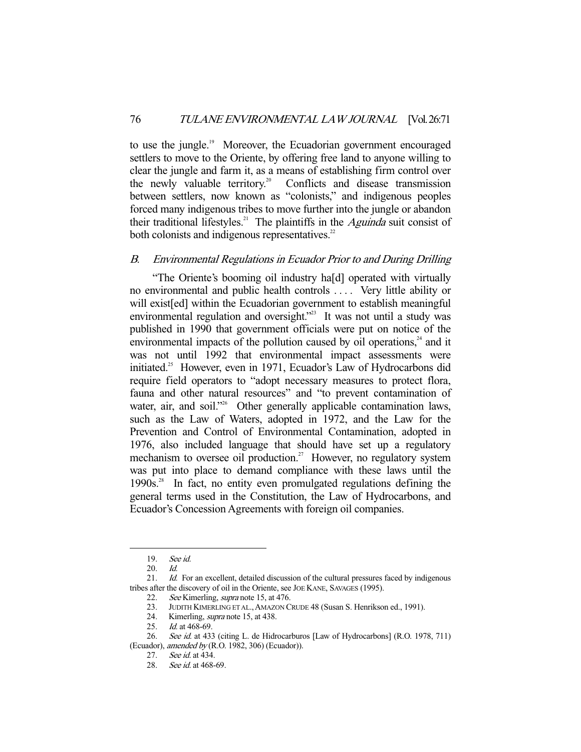to use the jungle.[19] Moreover, the Ecuadorian government encouraged settlers to move to the Oriente, by offering free land to anyone willing to clear the jungle and farm it, as a means of establishing firm control over the newly valuable territory.[20] Conflicts and disease transmission between settlers, now known as "colonists," and indigenous peoples forced many indigenous tribes to move further into the jungle or abandon their traditional lifestyles.[21] The plaintiffs in the *Aguinda* suit consist of both colonists and indigenous representatives.[22]

### *B. Environmental Regulations in Ecuador Prior to and During Drilling*

"The Oriente's booming oil industry ha[d] operated with virtually no environmental and public health controls . . . . Very little ability or will exist[ed] within the Ecuadorian government to establish meaningful environmental regulation and oversight."[23] It was not until a study was published in 1990 that government officials were put on notice of the environmental impacts of the pollution caused by oil operations,[24] and it was not until 1992 that environmental impact assessments were initiated.[25] However, even in 1971, Ecuador's Law of Hydrocarbons did require field operators to "adopt necessary measures to protect flora, fauna and other natural resources" and "to prevent contamination of water, air, and soil."[26] Other generally applicable contamination laws, such as the Law of Waters, adopted in 1972, and the Law for the Prevention and Control of Environmental Contamination, adopted in 1976, also included language that should have set up a regulatory mechanism to oversee oil production.[27] However, no regulatory system was put into place to demand compliance with these laws until the 1990s.[28] In fact, no entity even promulgated regulations defining the general terms used in the Constitution, the Law of Hydrocarbons, and Ecuador's Concession Agreements with foreign oil companies.

---

19. *See id.*
20. *Id.*
21. *Id.* For an excellent, detailed discussion of the cultural pressures faced by indigenous tribes after the discovery of oil in the Oriente, see JOE KANE, SAVAGES (1995).
22. *See* Kimerling, *supra* note 15, at 476.
23. JUDITH KIMERLING ET AL., AMAZON CRUDE 48 (Susan S. Henrikson ed., 1991).
24. Kimerling, *supra* note 15, at 438.
25. *Id.* at 468-69.
26. *See id.* at 433 (citing L. de Hidrocarburos [Law of Hydrocarbons] (R.O. 1978, 711) (Ecuador), *amended by* (R.O. 1982, 306) (Ecuador)).
27. *See id.* at 434.
28. *See id.* at 468-69.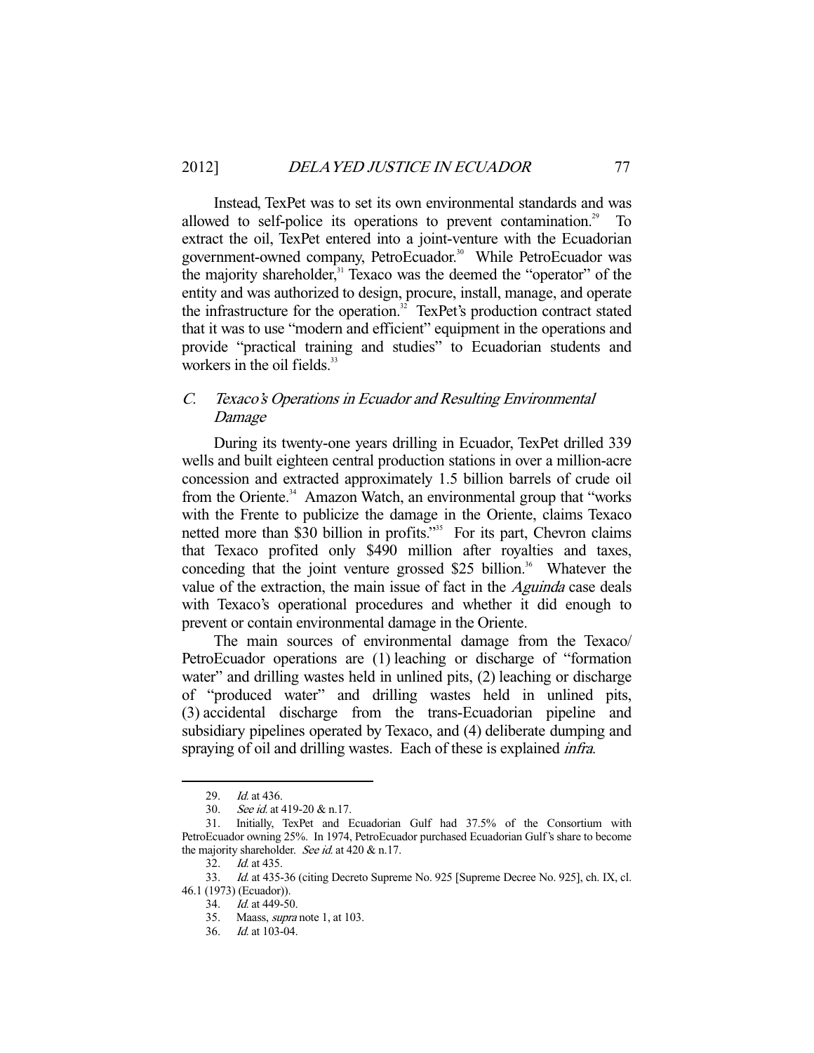Instead, TexPet was to set its own environmental standards and was allowed to self-police its operations to prevent contamination.[29] To extract the oil, TexPet entered into a joint-venture with the Ecuadorian government-owned company, PetroEcuador.[30] While PetroEcuador was the majority shareholder,[31] Texaco was the deemed the "operator" of the entity and was authorized to design, procure, install, manage, and operate the infrastructure for the operation.[32] TexPet's production contract stated that it was to use "modern and efficient" equipment in the operations and provide "practical training and studies" to Ecuadorian students and workers in the oil fields.[33]

## *C. Texaco's Operations in Ecuador and Resulting Environmental Damage*

During its twenty-one years drilling in Ecuador, TexPet drilled 339 wells and built eighteen central production stations in over a million-acre concession and extracted approximately 1.5 billion barrels of crude oil from the Oriente.[34] Amazon Watch, an environmental group that "works with the Frente to publicize the damage in the Oriente, claims Texaco netted more than $30 billion in profits."[35] For its part, Chevron claims that Texaco profited only $490 million after royalties and taxes, conceding that the joint venture grossed $25 billion.[36] Whatever the value of the extraction, the main issue of fact in the *Aguinda* case deals with Texaco's operational procedures and whether it did enough to prevent or contain environmental damage in the Oriente.

The main sources of environmental damage from the Texaco/PetroEcuador operations are (1) leaching or discharge of "formation water" and drilling wastes held in unlined pits, (2) leaching or discharge of "produced water" and drilling wastes held in unlined pits, (3) accidental discharge from the trans-Ecuadorian pipeline and subsidiary pipelines operated by Texaco, and (4) deliberate dumping and spraying of oil and drilling wastes. Each of these is explained *infra*.

---

29. *Id.* at 436.

30. *See id.* at 419-20 & n.17.

31. Initially, TexPet and Ecuadorian Gulf had 37.5% of the Consortium with PetroEcuador owning 25%. In 1974, PetroEcuador purchased Ecuadorian Gulf's share to become the majority shareholder. *See id.* at 420 & n.17.

32. *Id.* at 435.

33. *Id.* at 435-36 (citing Decreto Supreme No. 925 [Supreme Decree No. 925], ch. IX, cl. 46.1 (1973) (Ecuador)).

34. *Id.* at 449-50.

35. Maass, *supra* note 1, at 103.

36. *Id.* at 103-04.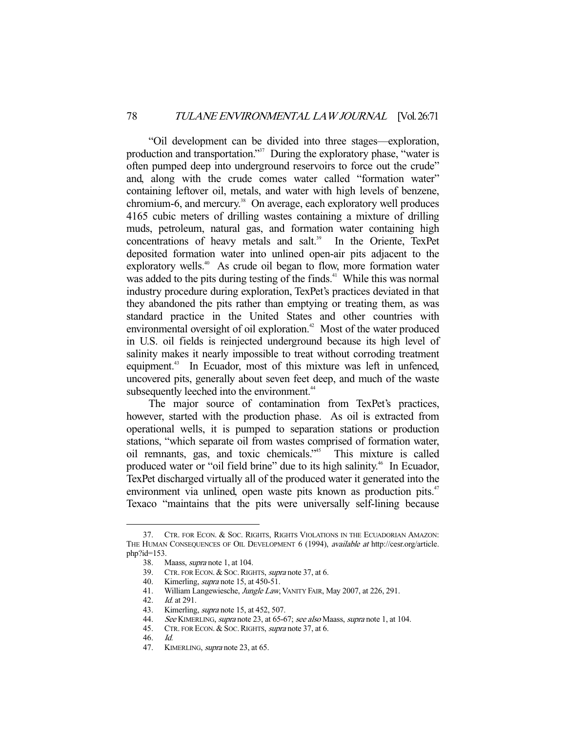"Oil development can be divided into three stages—exploration, production and transportation."[37] During the exploratory phase, "water is often pumped deep into underground reservoirs to force out the crude" and, along with the crude comes water called "formation water" containing leftover oil, metals, and water with high levels of benzene, chromium-6, and mercury.[38] On average, each exploratory well produces 4165 cubic meters of drilling wastes containing a mixture of drilling muds, petroleum, natural gas, and formation water containing high concentrations of heavy metals and salt.[39] In the Oriente, TexPet deposited formation water into unlined open-air pits adjacent to the exploratory wells.[40] As crude oil began to flow, more formation water was added to the pits during testing of the finds.[41] While this was normal industry procedure during exploration, TexPet's practices deviated in that they abandoned the pits rather than emptying or treating them, as was standard practice in the United States and other countries with environmental oversight of oil exploration.[42] Most of the water produced in U.S. oil fields is reinjected underground because its high level of salinity makes it nearly impossible to treat without corroding treatment equipment.[43] In Ecuador, most of this mixture was left in unfenced, uncovered pits, generally about seven feet deep, and much of the waste subsequently leeched into the environment.[44]

The major source of contamination from TexPet's practices, however, started with the production phase. As oil is extracted from operational wells, it is pumped to separation stations or production stations, "which separate oil from wastes comprised of formation water, oil remnants, gas, and toxic chemicals."[45] This mixture is called produced water or "oil field brine" due to its high salinity.[46] In Ecuador, TexPet discharged virtually all of the produced water it generated into the environment via unlined, open waste pits known as production pits.[47] Texaco "maintains that the pits were universally self-lining because

---

37. CTR. FOR ECON. & SOC. RIGHTS, RIGHTS VIOLATIONS IN THE ECUADORIAN AMAZON: THE HUMAN CONSEQUENCES OF OIL DEVELOPMENT 6 (1994), *available at* http://cesr.org/article.php?id=153.

38. Maass, *supra* note 1, at 104.

39. CTR. FOR ECON. & SOC. RIGHTS, *supra* note 37, at 6.

40. Kimerling, *supra* note 15, at 450-51.

41. William Langewiesche, *Jungle Law*, VANITY FAIR, May 2007, at 226, 291.

42. *Id.* at 291.

43. Kimerling, *supra* note 15, at 452, 507.

44. *See* KIMERLING, *supra* note 23, at 65-67; *see also* Maass, *supra* note 1, at 104.

45. CTR. FOR ECON. & SOC. RIGHTS, *supra* note 37, at 6.

46. *Id.*

47. KIMERLING, *supra* note 23, at 65.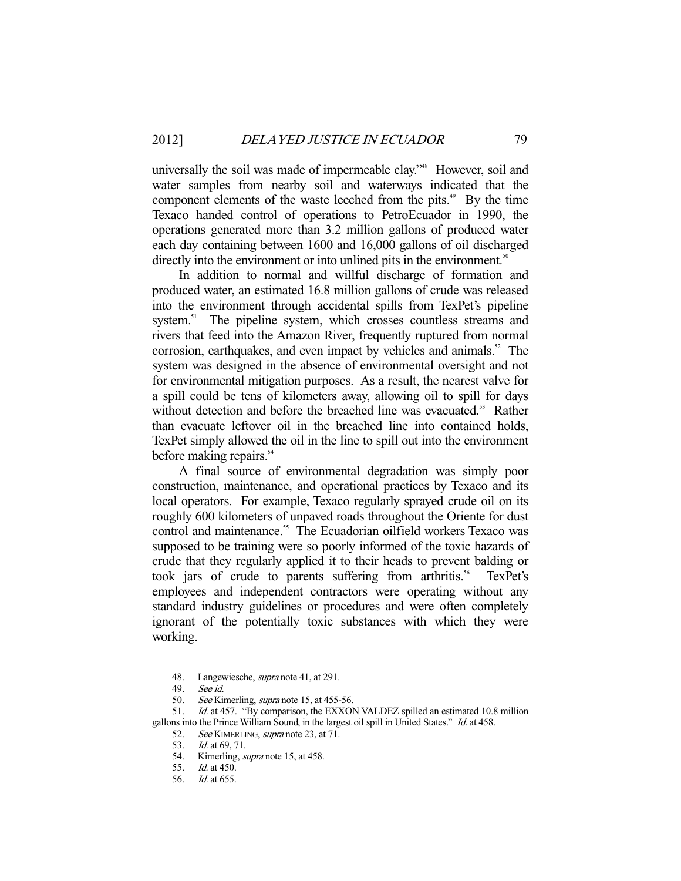universally the soil was made of impermeable clay."[48] However, soil and water samples from nearby soil and waterways indicated that the component elements of the waste leeched from the pits.[49] By the time Texaco handed control of operations to PetroEcuador in 1990, the operations generated more than 3.2 million gallons of produced water each day containing between 1600 and 16,000 gallons of oil discharged directly into the environment or into unlined pits in the environment.[50]

In addition to normal and willful discharge of formation and produced water, an estimated 16.8 million gallons of crude was released into the environment through accidental spills from TexPet's pipeline system.[51] The pipeline system, which crosses countless streams and rivers that feed into the Amazon River, frequently ruptured from normal corrosion, earthquakes, and even impact by vehicles and animals.[52] The system was designed in the absence of environmental oversight and not for environmental mitigation purposes. As a result, the nearest valve for a spill could be tens of kilometers away, allowing oil to spill for days without detection and before the breached line was evacuated.[53] Rather than evacuate leftover oil in the breached line into contained holds, TexPet simply allowed the oil in the line to spill out into the environment before making repairs.[54]

A final source of environmental degradation was simply poor construction, maintenance, and operational practices by Texaco and its local operators. For example, Texaco regularly sprayed crude oil on its roughly 600 kilometers of unpaved roads throughout the Oriente for dust control and maintenance.[55] The Ecuadorian oilfield workers Texaco was supposed to be training were so poorly informed of the toxic hazards of crude that they regularly applied it to their heads to prevent balding or took jars of crude to parents suffering from arthritis.[56] TexPet's employees and independent contractors were operating without any standard industry guidelines or procedures and were often completely ignorant of the potentially toxic substances with which they were working.

---

48. Langewiesche, *supra* note 41, at 291.

49. *See id.*

50. *See* Kimerling, *supra* note 15, at 455-56.

51. *Id.* at 457. "By comparison, the EXXON VALDEZ spilled an estimated 10.8 million gallons into the Prince William Sound, in the largest oil spill in United States." *Id.* at 458.

52. *See* KIMERLING, *supra* note 23, at 71.

53. *Id.* at 69, 71.

54. Kimerling, *supra* note 15, at 458.

55. *Id.* at 450.

56. *Id.* at 655.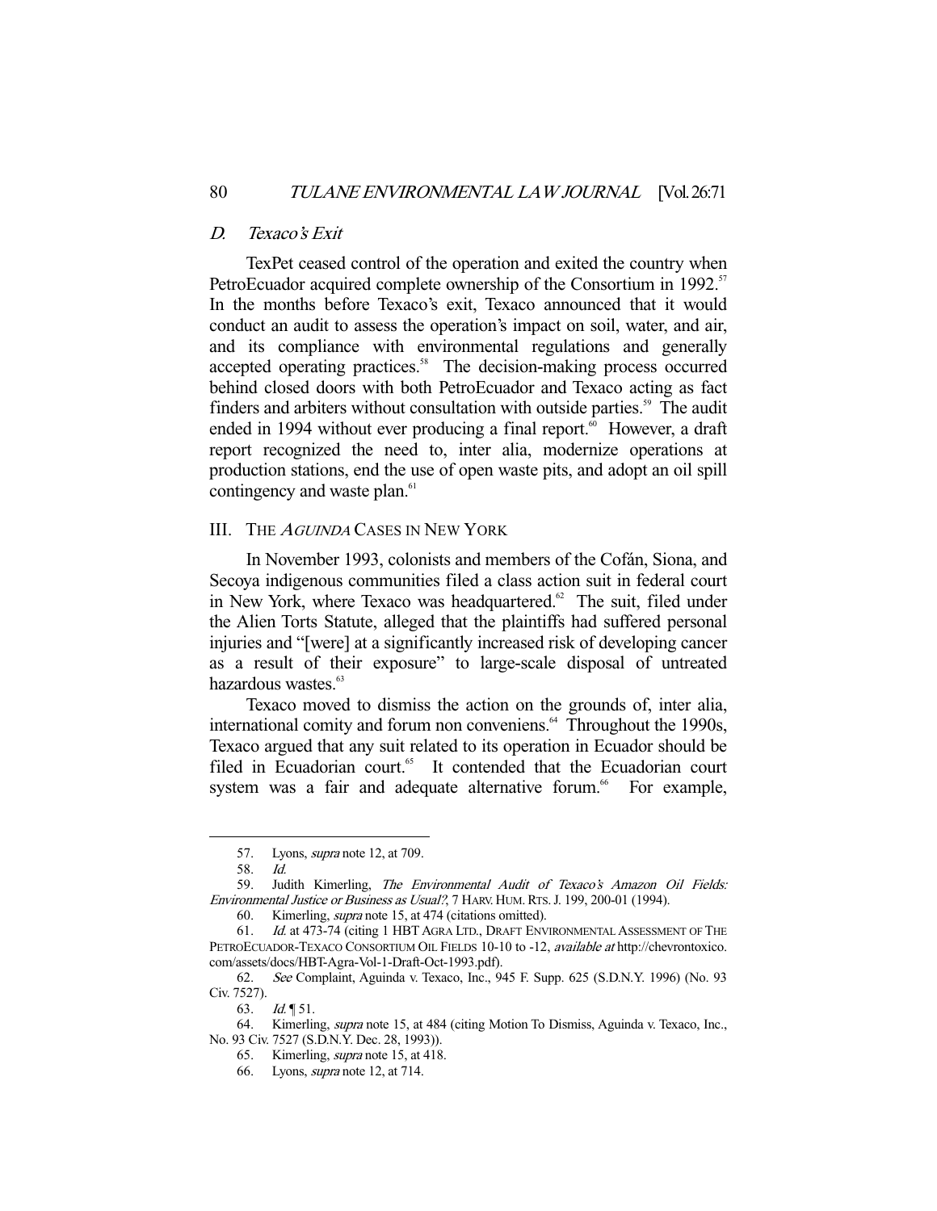### D. *Texaco's Exit*

TexPet ceased control of the operation and exited the country when PetroEcuador acquired complete ownership of the Consortium in 1992.[57] In the months before Texaco's exit, Texaco announced that it would conduct an audit to assess the operation's impact on soil, water, and air, and its compliance with environmental regulations and generally accepted operating practices.[58] The decision-making process occurred behind closed doors with both PetroEcuador and Texaco acting as fact finders and arbiters without consultation with outside parties.[59] The audit ended in 1994 without ever producing a final report.[60] However, a draft report recognized the need to, inter alia, modernize operations at production stations, end the use of open waste pits, and adopt an oil spill contingency and waste plan.[61]

## III. The *Aguinda* Cases in New York

In November 1993, colonists and members of the Cofán, Siona, and Secoya indigenous communities filed a class action suit in federal court in New York, where Texaco was headquartered.[62] The suit, filed under the Alien Torts Statute, alleged that the plaintiffs had suffered personal injuries and "[were] at a significantly increased risk of developing cancer as a result of their exposure" to large-scale disposal of untreated hazardous wastes.[63]

Texaco moved to dismiss the action on the grounds of, inter alia, international comity and forum non conveniens.[64] Throughout the 1990s, Texaco argued that any suit related to its operation in Ecuador should be filed in Ecuadorian court.[65] It contended that the Ecuadorian court system was a fair and adequate alternative forum.[66] For example,

---

57. Lyons, *supra* note 12, at 709.

58. *Id.*

59. Judith Kimerling, *The Environmental Audit of Texaco's Amazon Oil Fields: Environmental Justice or Business as Usual?*, 7 Harv. Hum. Rts. J. 199, 200-01 (1994).

60. Kimerling, *supra* note 15, at 474 (citations omitted).

61. *Id.* at 473-74 (citing 1 HBT Agra Ltd., Draft Environmental Assessment of the PetroEcuador-Texaco Consortium Oil Fields 10-10 to -12, *available at* http://chevrontoxico.com/assets/docs/HBT-Agra-Vol-1-Draft-Oct-1993.pdf).

62. *See* Complaint, Aguinda v. Texaco, Inc., 945 F. Supp. 625 (S.D.N.Y. 1996) (No. 93 Civ. 7527).

63. *Id.* ¶ 51.

64. Kimerling, *supra* note 15, at 484 (citing Motion To Dismiss, Aguinda v. Texaco, Inc., No. 93 Civ. 7527 (S.D.N.Y. Dec. 28, 1993)).

65. Kimerling, *supra* note 15, at 418.

66. Lyons, *supra* note 12, at 714.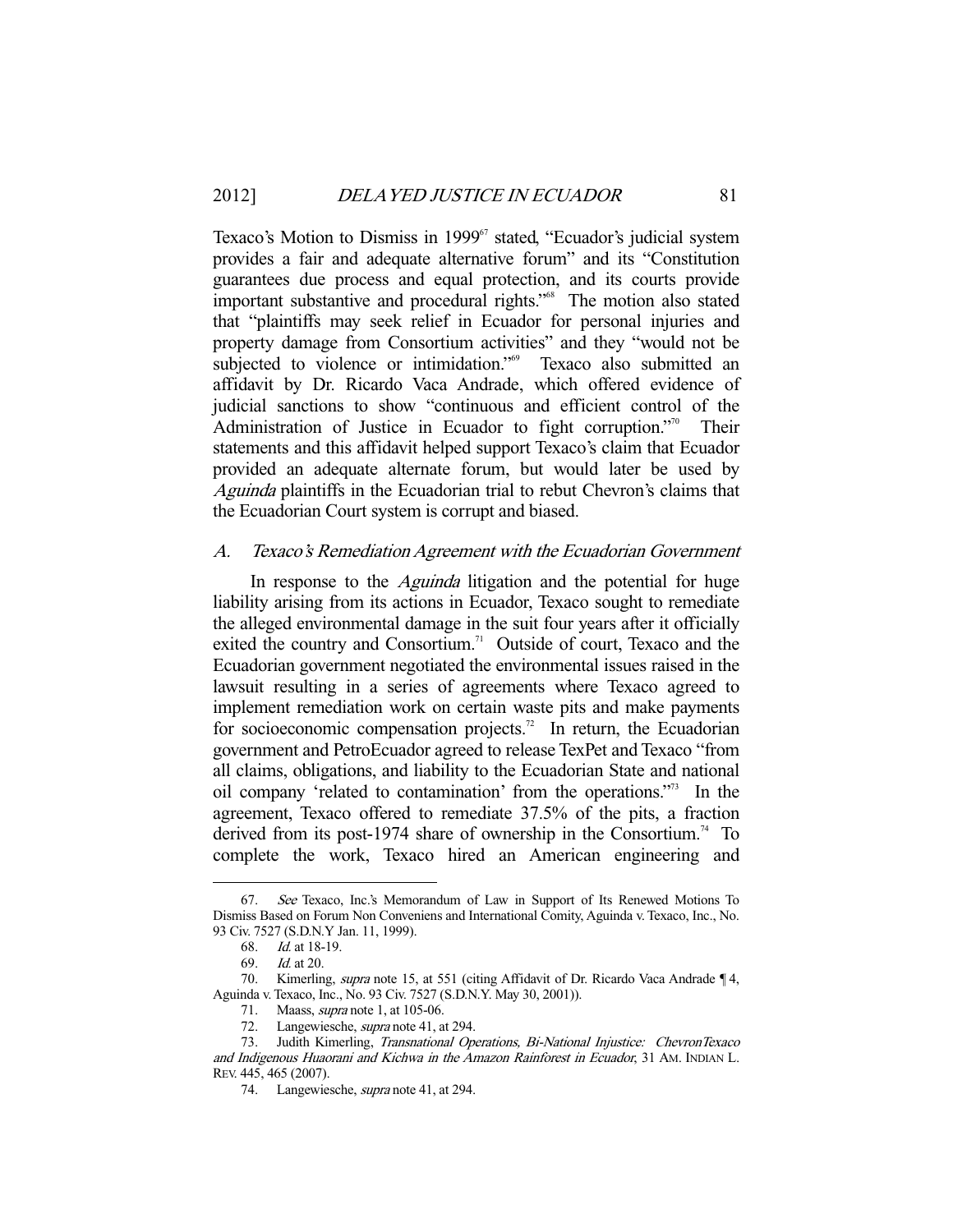Texaco's Motion to Dismiss in 1999[67] stated, "Ecuador's judicial system provides a fair and adequate alternative forum" and its "Constitution guarantees due process and equal protection, and its courts provide important substantive and procedural rights."[68] The motion also stated that "plaintiffs may seek relief in Ecuador for personal injuries and property damage from Consortium activities" and they "would not be subjected to violence or intimidation."[69] Texaco also submitted an affidavit by Dr. Ricardo Vaca Andrade, which offered evidence of judicial sanctions to show "continuous and efficient control of the Administration of Justice in Ecuador to fight corruption."[70] Their statements and this affidavit helped support Texaco's claim that Ecuador provided an adequate alternate forum, but would later be used by *Aguinda* plaintiffs in the Ecuadorian trial to rebut Chevron's claims that the Ecuadorian Court system is corrupt and biased.

### A. *Texaco's Remediation Agreement with the Ecuadorian Government*

In response to the *Aguinda* litigation and the potential for huge liability arising from its actions in Ecuador, Texaco sought to remediate the alleged environmental damage in the suit four years after it officially exited the country and Consortium.[71] Outside of court, Texaco and the Ecuadorian government negotiated the environmental issues raised in the lawsuit resulting in a series of agreements where Texaco agreed to implement remediation work on certain waste pits and make payments for socioeconomic compensation projects.[72] In return, the Ecuadorian government and PetroEcuador agreed to release TexPet and Texaco "from all claims, obligations, and liability to the Ecuadorian State and national oil company 'related to contamination' from the operations."[73] In the agreement, Texaco offered to remediate 37.5% of the pits, a fraction derived from its post-1974 share of ownership in the Consortium.[74] To complete the work, Texaco hired an American engineering and

---

67. *See* Texaco, Inc.'s Memorandum of Law in Support of Its Renewed Motions To Dismiss Based on Forum Non Conveniens and International Comity, Aguinda v. Texaco, Inc., No. 93 Civ. 7527 (S.D.N.Y Jan. 11, 1999).

68. *Id.* at 18-19.

69. *Id.* at 20.

70. Kimerling, *supra* note 15, at 551 (citing Affidavit of Dr. Ricardo Vaca Andrade ¶ 4, Aguinda v. Texaco, Inc., No. 93 Civ. 7527 (S.D.N.Y. May 30, 2001)).

71. Maass, *supra* note 1, at 105-06.

72. Langewiesche, *supra* note 41, at 294.

73. Judith Kimerling, *Transnational Operations, Bi-National Injustice: ChevronTexaco and Indigenous Huaorani and Kichwa in the Amazon Rainforest in Ecuador*, 31 AM. INDIAN L. REV. 445, 465 (2007).

74. Langewiesche, *supra* note 41, at 294.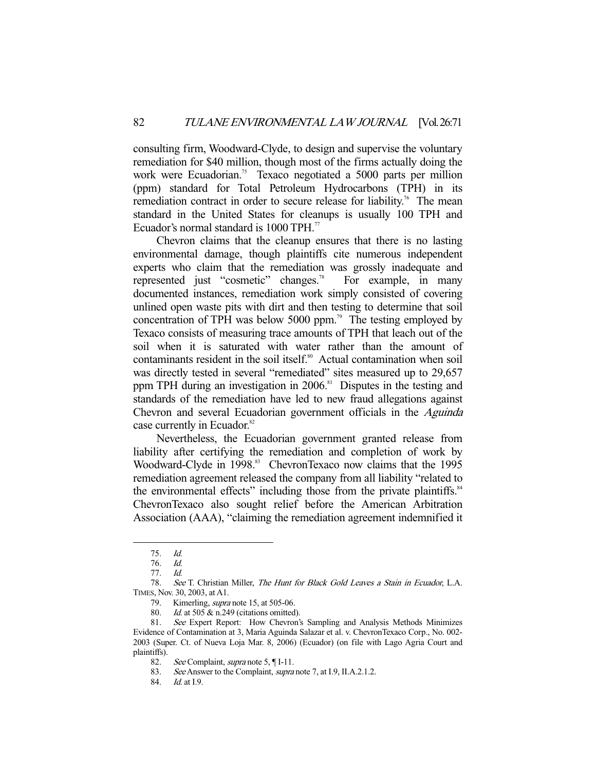consulting firm, Woodward-Clyde, to design and supervise the voluntary remediation for $40 million, though most of the firms actually doing the work were Ecuadorian.[75] Texaco negotiated a 5000 parts per million (ppm) standard for Total Petroleum Hydrocarbons (TPH) in its remediation contract in order to secure release for liability.[76] The mean standard in the United States for cleanups is usually 100 TPH and Ecuador's normal standard is 1000 TPH.[77]

Chevron claims that the cleanup ensures that there is no lasting environmental damage, though plaintiffs cite numerous independent experts who claim that the remediation was grossly inadequate and represented just "cosmetic" changes.[78] For example, in many documented instances, remediation work simply consisted of covering unlined open waste pits with dirt and then testing to determine that soil concentration of TPH was below 5000 ppm.[79] The testing employed by Texaco consists of measuring trace amounts of TPH that leach out of the soil when it is saturated with water rather than the amount of contaminants resident in the soil itself.[80] Actual contamination when soil was directly tested in several "remediated" sites measured up to 29,657 ppm TPH during an investigation in 2006.[81] Disputes in the testing and standards of the remediation have led to new fraud allegations against Chevron and several Ecuadorian government officials in the *Aguinda* case currently in Ecuador.[82]

Nevertheless, the Ecuadorian government granted release from liability after certifying the remediation and completion of work by Woodward-Clyde in 1998.[83] ChevronTexaco now claims that the 1995 remediation agreement released the company from all liability "related to the environmental effects" including those from the private plaintiffs.[84] ChevronTexaco also sought relief before the American Arbitration Association (AAA), "claiming the remediation agreement indemnified it

---

75. *Id.*

76. *Id.*

77. *Id.*

78. *See* T. Christian Miller, *The Hunt for Black Gold Leaves a Stain in Ecuador*, L.A. TIMES, Nov. 30, 2003, at A1.

79. Kimerling, *supra* note 15, at 505-06.

80. *Id.* at 505 & n.249 (citations omitted).

81. *See* Expert Report: How Chevron's Sampling and Analysis Methods Minimizes Evidence of Contamination at 3, Maria Aguinda Salazar et al. v. ChevronTexaco Corp., No. 002-2003 (Super. Ct. of Nueva Loja Mar. 8, 2006) (Ecuador) (on file with Lago Agria Court and plaintiffs).

82. *See* Complaint, *supra* note 5, ¶ I-11.

83. *See* Answer to the Complaint, *supra* note 7, at I.9, II.A.2.1.2.

84. *Id.* at I.9.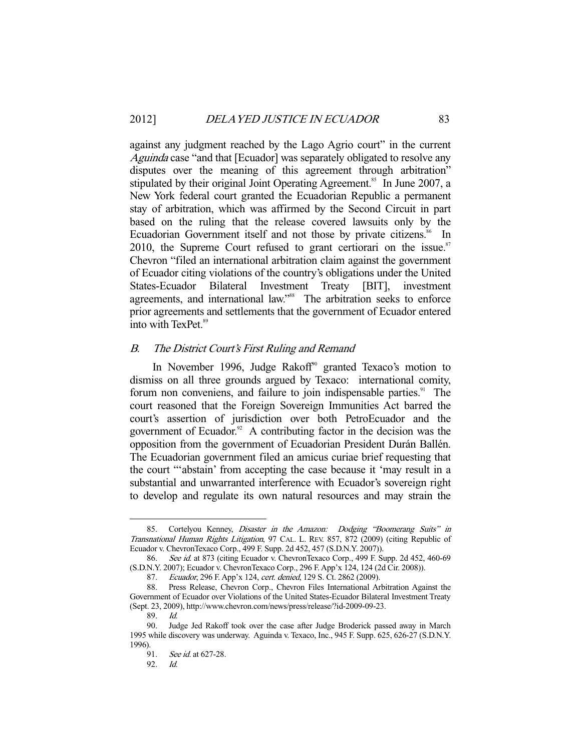against any judgment reached by the Lago Agrio court" in the current *Aguinda* case "and that [Ecuador] was separately obligated to resolve any disputes over the meaning of this agreement through arbitration" stipulated by their original Joint Operating Agreement.[85] In June 2007, a New York federal court granted the Ecuadorian Republic a permanent stay of arbitration, which was affirmed by the Second Circuit in part based on the ruling that the release covered lawsuits only by the Ecuadorian Government itself and not those by private citizens.[86] In 2010, the Supreme Court refused to grant certiorari on the issue.[87] Chevron "filed an international arbitration claim against the government of Ecuador citing violations of the country's obligations under the United States-Ecuador Bilateral Investment Treaty [BIT], investment agreements, and international law."[88] The arbitration seeks to enforce prior agreements and settlements that the government of Ecuador entered into with TexPet.[89]

### *B. The District Court's First Ruling and Remand*

In November 1996, Judge Rakoff[90] granted Texaco's motion to dismiss on all three grounds argued by Texaco: international comity, forum non conveniens, and failure to join indispensable parties.[91] The court reasoned that the Foreign Sovereign Immunities Act barred the court's assertion of jurisdiction over both PetroEcuador and the government of Ecuador.[92] A contributing factor in the decision was the opposition from the government of Ecuadorian President Durán Ballén. The Ecuadorian government filed an amicus curiae brief requesting that the court "'abstain' from accepting the case because it 'may result in a substantial and unwarranted interference with Ecuador's sovereign right to develop and regulate its own natural resources and may strain the

---

85. Cortelyou Kenney, *Disaster in the Amazon: Dodging "Boomerang Suits" in Transnational Human Rights Litigation*, 97 CAL. L. REV. 857, 872 (2009) (citing Republic of Ecuador v. ChevronTexaco Corp., 499 F. Supp. 2d 452, 457 (S.D.N.Y. 2007)).

86. *See id.* at 873 (citing Ecuador v. ChevronTexaco Corp., 499 F. Supp. 2d 452, 460-69 (S.D.N.Y. 2007); Ecuador v. ChevronTexaco Corp., 296 F. App'x 124, 124 (2d Cir. 2008)).

87. *Ecuador*, 296 F. App'x 124, *cert. denied*, 129 S. Ct. 2862 (2009).

88. Press Release, Chevron Corp., Chevron Files International Arbitration Against the Government of Ecuador over Violations of the United States-Ecuador Bilateral Investment Treaty (Sept. 23, 2009), http://www.chevron.com/news/press/release/?id-2009-09-23.

89. *Id.*

90. Judge Jed Rakoff took over the case after Judge Broderick passed away in March 1995 while discovery was underway. Aguinda v. Texaco, Inc., 945 F. Supp. 625, 626-27 (S.D.N.Y. 1996).

91. *See id.* at 627-28.

92. *Id.*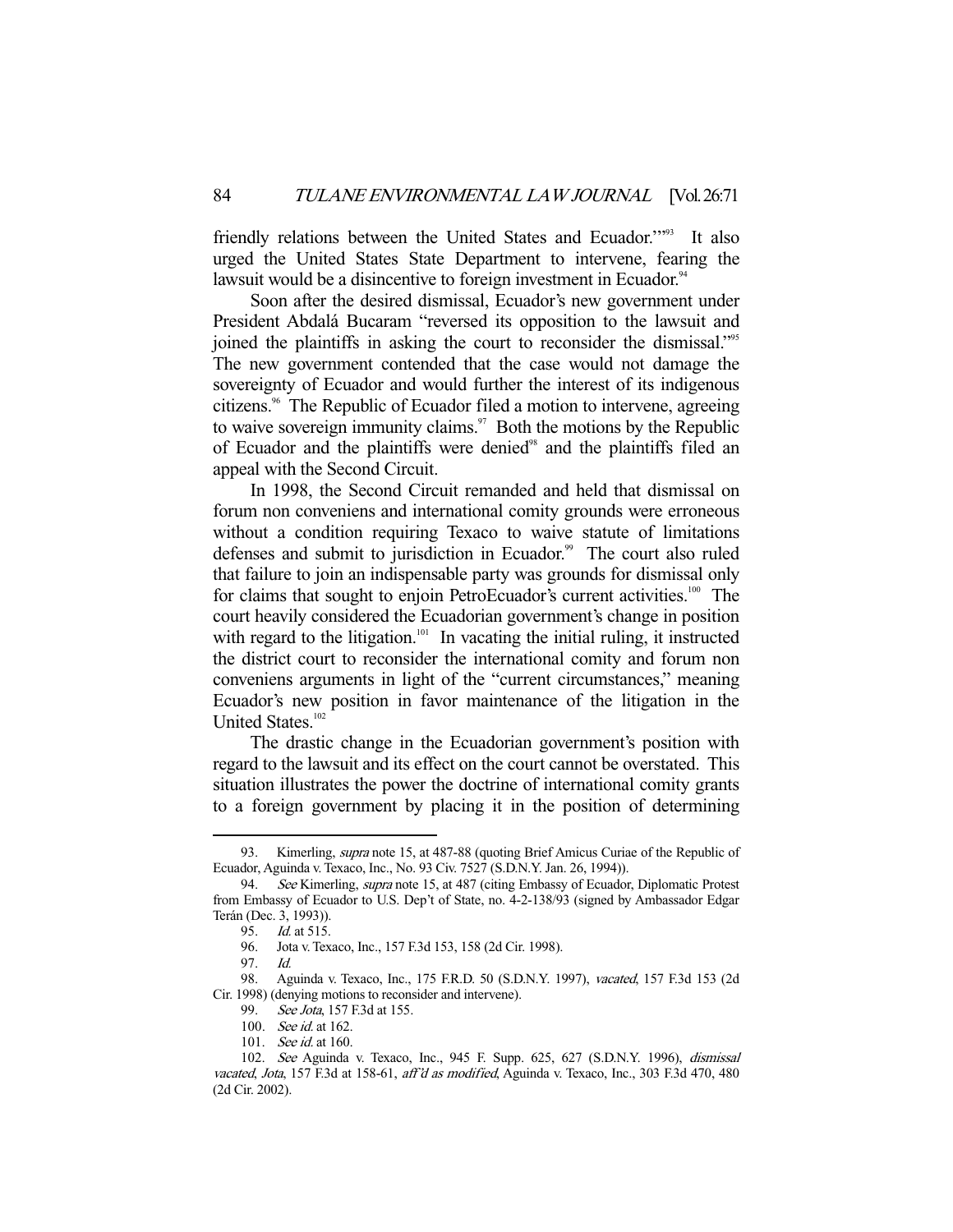friendly relations between the United States and Ecuador.'"[93] It also urged the United States State Department to intervene, fearing the lawsuit would be a disincentive to foreign investment in Ecuador.[94]

Soon after the desired dismissal, Ecuador's new government under President Abdalá Bucaram "reversed its opposition to the lawsuit and joined the plaintiffs in asking the court to reconsider the dismissal."[95] The new government contended that the case would not damage the sovereignty of Ecuador and would further the interest of its indigenous citizens.[96] The Republic of Ecuador filed a motion to intervene, agreeing to waive sovereign immunity claims.[97] Both the motions by the Republic of Ecuador and the plaintiffs were denied[98] and the plaintiffs filed an appeal with the Second Circuit.

In 1998, the Second Circuit remanded and held that dismissal on forum non conveniens and international comity grounds were erroneous without a condition requiring Texaco to waive statute of limitations defenses and submit to jurisdiction in Ecuador.[99] The court also ruled that failure to join an indispensable party was grounds for dismissal only for claims that sought to enjoin PetroEcuador's current activities.[100] The court heavily considered the Ecuadorian government's change in position with regard to the litigation.[101] In vacating the initial ruling, it instructed the district court to reconsider the international comity and forum non conveniens arguments in light of the "current circumstances," meaning Ecuador's new position in favor maintenance of the litigation in the United States.[102]

The drastic change in the Ecuadorian government's position with regard to the lawsuit and its effect on the court cannot be overstated. This situation illustrates the power the doctrine of international comity grants to a foreign government by placing it in the position of determining

---

93. Kimerling, *supra* note 15, at 487-88 (quoting Brief Amicus Curiae of the Republic of Ecuador, Aguinda v. Texaco, Inc., No. 93 Civ. 7527 (S.D.N.Y. Jan. 26, 1994)).

94. *See* Kimerling, *supra* note 15, at 487 (citing Embassy of Ecuador, Diplomatic Protest from Embassy of Ecuador to U.S. Dep't of State, no. 4-2-138/93 (signed by Ambassador Edgar Terán (Dec. 3, 1993)).

95. *Id.* at 515.

96. Jota v. Texaco, Inc., 157 F.3d 153, 158 (2d Cir. 1998).

97. *Id.*

98. Aguinda v. Texaco, Inc., 175 F.R.D. 50 (S.D.N.Y. 1997), *vacated*, 157 F.3d 153 (2d Cir. 1998) (denying motions to reconsider and intervene).

99. *See Jota*, 157 F.3d at 155.

100. *See id.* at 162.

101. *See id.* at 160.

102. *See* Aguinda v. Texaco, Inc., 945 F. Supp. 625, 627 (S.D.N.Y. 1996), *dismissal vacated*, *Jota*, 157 F.3d at 158-61, *aff'd as modified*, Aguinda v. Texaco, Inc., 303 F.3d 470, 480 (2d Cir. 2002).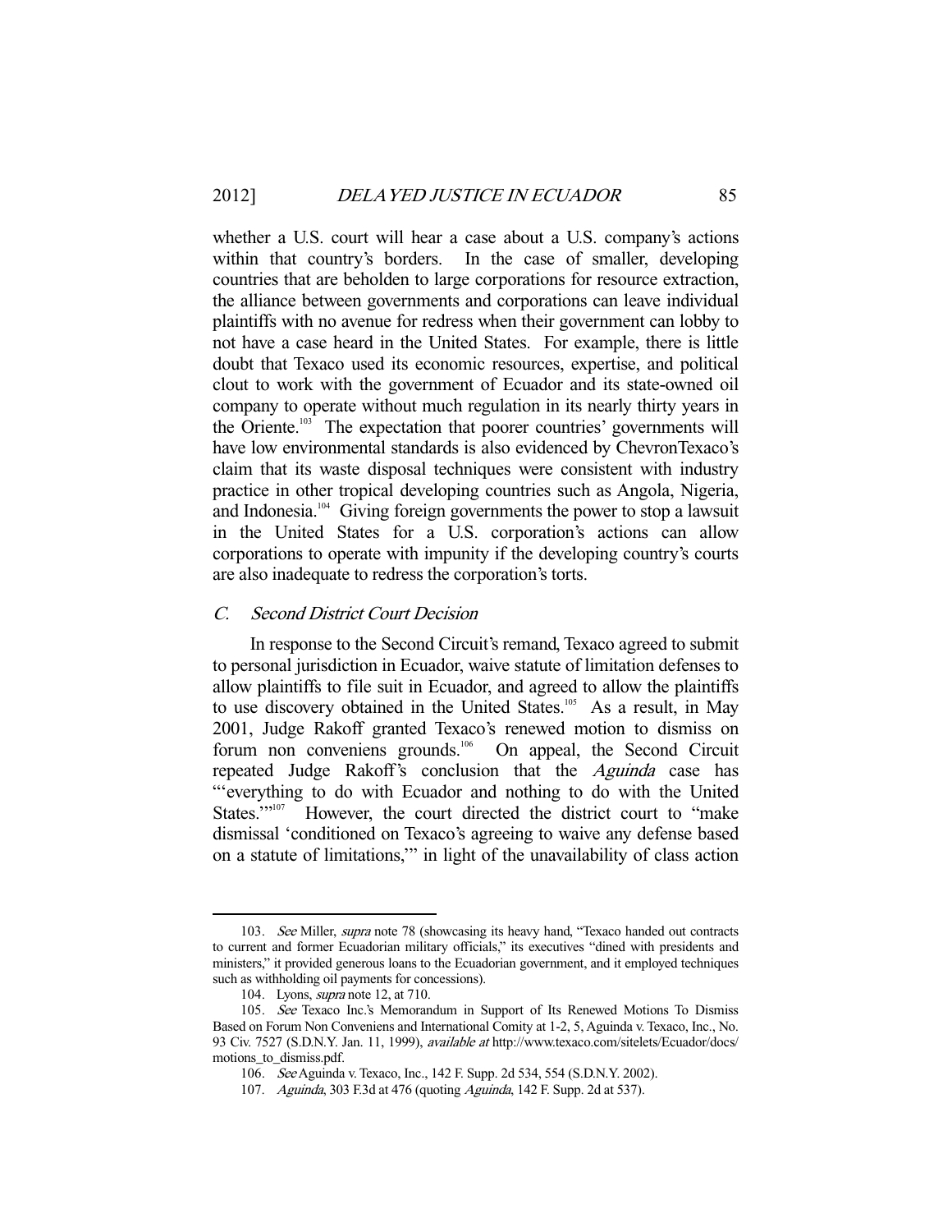whether a U.S. court will hear a case about a U.S. company's actions within that country's borders. In the case of smaller, developing countries that are beholden to large corporations for resource extraction, the alliance between governments and corporations can leave individual plaintiffs with no avenue for redress when their government can lobby to not have a case heard in the United States. For example, there is little doubt that Texaco used its economic resources, expertise, and political clout to work with the government of Ecuador and its state-owned oil company to operate without much regulation in its nearly thirty years in the Oriente.[103] The expectation that poorer countries' governments will have low environmental standards is also evidenced by ChevronTexaco's claim that its waste disposal techniques were consistent with industry practice in other tropical developing countries such as Angola, Nigeria, and Indonesia.[104] Giving foreign governments the power to stop a lawsuit in the United States for a U.S. corporation's actions can allow corporations to operate with impunity if the developing country's courts are also inadequate to redress the corporation's torts.

### *C. Second District Court Decision*

In response to the Second Circuit's remand, Texaco agreed to submit to personal jurisdiction in Ecuador, waive statute of limitation defenses to allow plaintiffs to file suit in Ecuador, and agreed to allow the plaintiffs to use discovery obtained in the United States.[105] As a result, in May 2001, Judge Rakoff granted Texaco's renewed motion to dismiss on forum non conveniens grounds.[106] On appeal, the Second Circuit repeated Judge Rakoff's conclusion that the *Aguinda* case has "'everything to do with Ecuador and nothing to do with the United States.'"[107] However, the court directed the district court to "make dismissal 'conditioned on Texaco's agreeing to waive any defense based on a statute of limitations,'" in light of the unavailability of class action

---

103. *See* Miller, *supra* note 78 (showcasing its heavy hand, "Texaco handed out contracts to current and former Ecuadorian military officials," its executives "dined with presidents and ministers," it provided generous loans to the Ecuadorian government, and it employed techniques such as withholding oil payments for concessions).

104. Lyons, *supra* note 12, at 710.

105. *See* Texaco Inc.'s Memorandum in Support of Its Renewed Motions To Dismiss Based on Forum Non Conveniens and International Comity at 1-2, 5, Aguinda v. Texaco, Inc., No. 93 Civ. 7527 (S.D.N.Y. Jan. 11, 1999), *available at* http://www.texaco.com/sitelets/Ecuador/docs/motions_to_dismiss.pdf.

106. *See* Aguinda v. Texaco, Inc., 142 F. Supp. 2d 534, 554 (S.D.N.Y. 2002).

107. *Aguinda*, 303 F.3d at 476 (quoting *Aguinda*, 142 F. Supp. 2d at 537).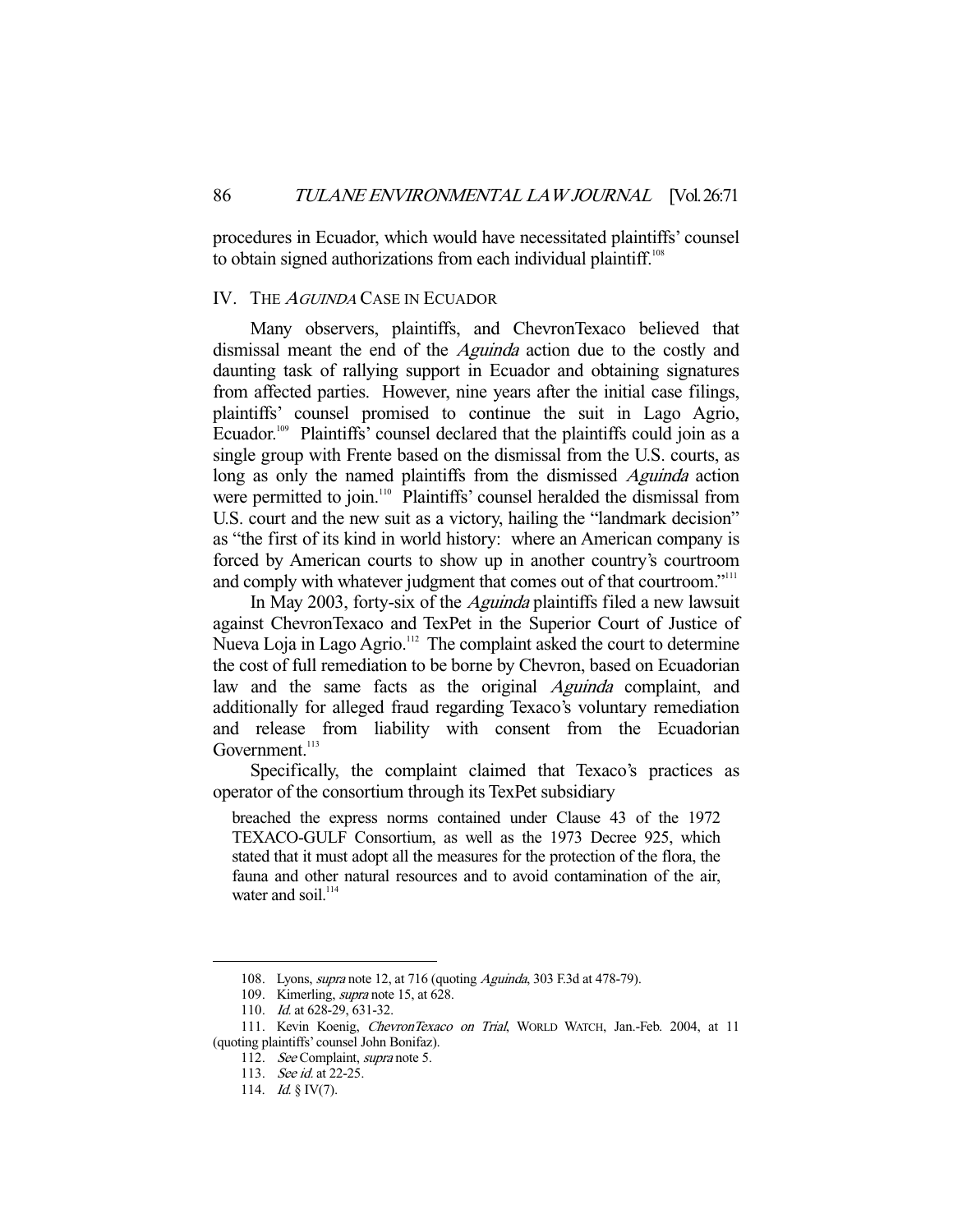procedures in Ecuador, which would have necessitated plaintiffs' counsel to obtain signed authorizations from each individual plaintiff.[108]

## IV. THE *AGUINDA* CASE IN ECUADOR

Many observers, plaintiffs, and ChevronTexaco believed that dismissal meant the end of the *Aguinda* action due to the costly and daunting task of rallying support in Ecuador and obtaining signatures from affected parties. However, nine years after the initial case filings, plaintiffs' counsel promised to continue the suit in Lago Agrio, Ecuador.[109] Plaintiffs' counsel declared that the plaintiffs could join as a single group with Frente based on the dismissal from the U.S. courts, as long as only the named plaintiffs from the dismissed *Aguinda* action were permitted to join.[110] Plaintiffs' counsel heralded the dismissal from U.S. court and the new suit as a victory, hailing the "landmark decision" as "the first of its kind in world history: where an American company is forced by American courts to show up in another country's courtroom and comply with whatever judgment that comes out of that courtroom."[111]

In May 2003, forty-six of the *Aguinda* plaintiffs filed a new lawsuit against ChevronTexaco and TexPet in the Superior Court of Justice of Nueva Loja in Lago Agrio.[112] The complaint asked the court to determine the cost of full remediation to be borne by Chevron, based on Ecuadorian law and the same facts as the original *Aguinda* complaint, and additionally for alleged fraud regarding Texaco's voluntary remediation and release from liability with consent from the Ecuadorian Government.[113]

Specifically, the complaint claimed that Texaco's practices as operator of the consortium through its TexPet subsidiary

> breached the express norms contained under Clause 43 of the 1972 TEXACO-GULF Consortium, as well as the 1973 Decree 925, which stated that it must adopt all the measures for the protection of the flora, the fauna and other natural resources and to avoid contamination of the air, water and soil.[114]

---

108. Lyons, *supra* note 12, at 716 (quoting *Aguinda*, 303 F.3d at 478-79).

109. Kimerling, *supra* note 15, at 628.

110. *Id.* at 628-29, 631-32.

111. Kevin Koenig, *ChevronTexaco on Trial*, WORLD WATCH, Jan.-Feb. 2004, at 11 (quoting plaintiffs' counsel John Bonifaz).

112. *See* Complaint, *supra* note 5.

113. *See id.* at 22-25.

114. *Id.* § IV(7).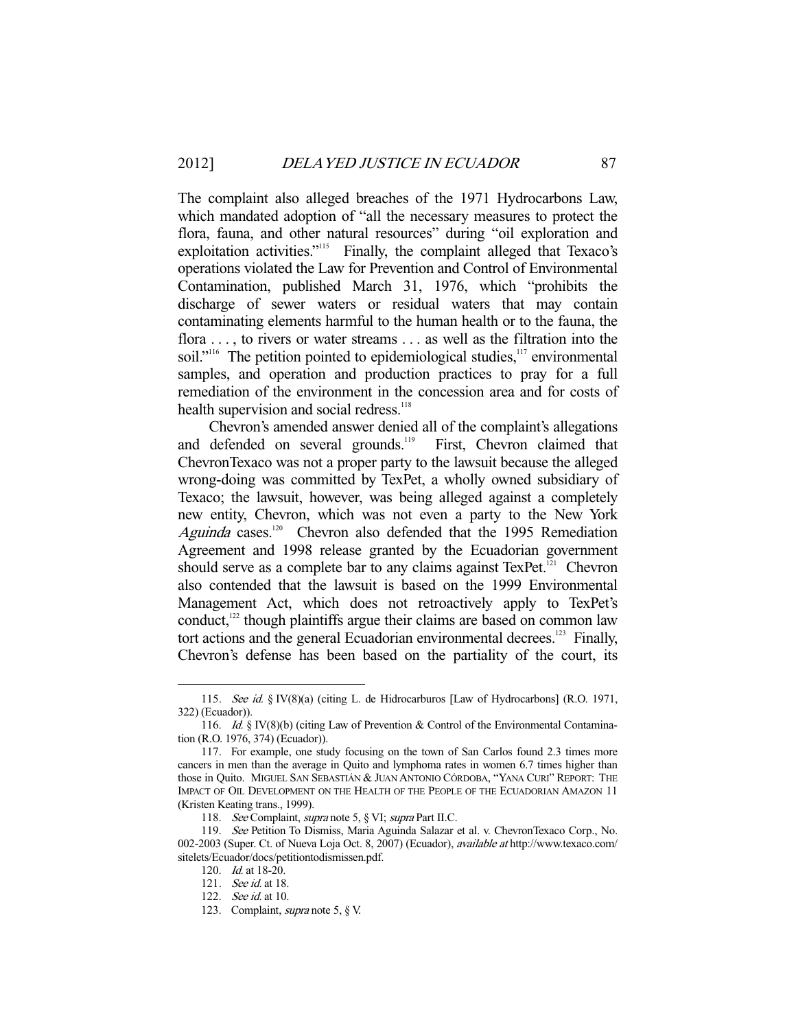The complaint also alleged breaches of the 1971 Hydrocarbons Law, which mandated adoption of "all the necessary measures to protect the flora, fauna, and other natural resources" during "oil exploration and exploitation activities."[115] Finally, the complaint alleged that Texaco's operations violated the Law for Prevention and Control of Environmental Contamination, published March 31, 1976, which "prohibits the discharge of sewer waters or residual waters that may contain contaminating elements harmful to the human health or to the fauna, the flora . . . , to rivers or water streams . . . as well as the filtration into the soil."[116] The petition pointed to epidemiological studies,[117] environmental samples, and operation and production practices to pray for a full remediation of the environment in the concession area and for costs of health supervision and social redress.[118]

Chevron's amended answer denied all of the complaint's allegations and defended on several grounds.[119] First, Chevron claimed that ChevronTexaco was not a proper party to the lawsuit because the alleged wrong-doing was committed by TexPet, a wholly owned subsidiary of Texaco; the lawsuit, however, was being alleged against a completely new entity, Chevron, which was not even a party to the New York *Aguinda* cases.[120] Chevron also defended that the 1995 Remediation Agreement and 1998 release granted by the Ecuadorian government should serve as a complete bar to any claims against TexPet.[121] Chevron also contended that the lawsuit is based on the 1999 Environmental Management Act, which does not retroactively apply to TexPet's conduct,[122] though plaintiffs argue their claims are based on common law tort actions and the general Ecuadorian environmental decrees.[123] Finally, Chevron's defense has been based on the partiality of the court, its

---

115. *See id.* § IV(8)(a) (citing L. de Hidrocarburos [Law of Hydrocarbons] (R.O. 1971, 322) (Ecuador)).

116. *Id.* § IV(8)(b) (citing Law of Prevention & Control of the Environmental Contamination (R.O. 1976, 374) (Ecuador)).

117. For example, one study focusing on the town of San Carlos found 2.3 times more cancers in men than the average in Quito and lymphoma rates in women 6.7 times higher than those in Quito. MIGUEL SAN SEBASTIÁN & JUAN ANTONIO CÓRDOBA, "YANA CURI" REPORT: THE IMPACT OF OIL DEVELOPMENT ON THE HEALTH OF THE PEOPLE OF THE ECUADORIAN AMAZON 11 (Kristen Keating trans., 1999).

118. *See* Complaint, *supra* note 5, § VI; *supra* Part II.C.

119. *See* Petition To Dismiss, Maria Aguinda Salazar et al. v. ChevronTexaco Corp., No. 002-2003 (Super. Ct. of Nueva Loja Oct. 8, 2007) (Ecuador), *available at* http://www.texaco.com/sitelets/Ecuador/docs/petitiontodismissen.pdf.

120. *Id.* at 18-20.

121. *See id.* at 18.

122. *See id.* at 10.

123. Complaint, *supra* note 5, § V.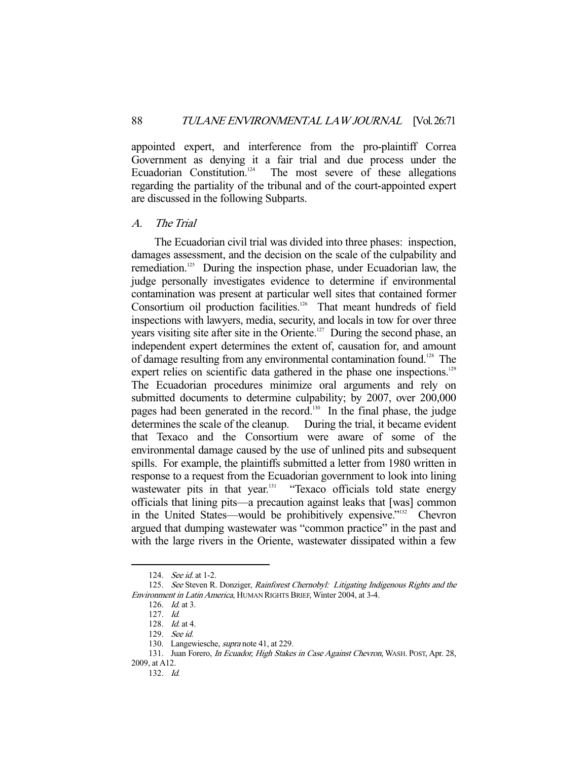appointed expert, and interference from the pro-plaintiff Correa Government as denying it a fair trial and due process under the Ecuadorian Constitution.[124] The most severe of these allegations regarding the partiality of the tribunal and of the court-appointed expert are discussed in the following Subparts.

### *A. The Trial*

The Ecuadorian civil trial was divided into three phases: inspection, damages assessment, and the decision on the scale of the culpability and remediation.[125] During the inspection phase, under Ecuadorian law, the judge personally investigates evidence to determine if environmental contamination was present at particular well sites that contained former Consortium oil production facilities.[126] That meant hundreds of field inspections with lawyers, media, security, and locals in tow for over three years visiting site after site in the Oriente.[127] During the second phase, an independent expert determines the extent of, causation for, and amount of damage resulting from any environmental contamination found.[128] The expert relies on scientific data gathered in the phase one inspections.[129] The Ecuadorian procedures minimize oral arguments and rely on submitted documents to determine culpability; by 2007, over 200,000 pages had been generated in the record.[130] In the final phase, the judge determines the scale of the cleanup. During the trial, it became evident that Texaco and the Consortium were aware of some of the environmental damage caused by the use of unlined pits and subsequent spills. For example, the plaintiffs submitted a letter from 1980 written in response to a request from the Ecuadorian government to look into lining wastewater pits in that year.[131] "Texaco officials told state energy officials that lining pits—a precaution against leaks that [was] common in the United States—would be prohibitively expensive."[132] Chevron argued that dumping wastewater was "common practice" in the past and with the large rivers in the Oriente, wastewater dissipated within a few

---

124. *See id.* at 1-2.

125. *See* Steven R. Donziger, *Rainforest Chernobyl: Litigating Indigenous Rights and the Environment in Latin America*, HUMAN RIGHTS BRIEF, Winter 2004, at 3-4.

126. *Id.* at 3.

127. *Id.*

128. *Id.* at 4.

129. *See id.*

130. Langewiesche, *supra* note 41, at 229.

131. Juan Forero, *In Ecuador, High Stakes in Case Against Chevron*, WASH. POST, Apr. 28, 2009, at A12.

132. *Id.*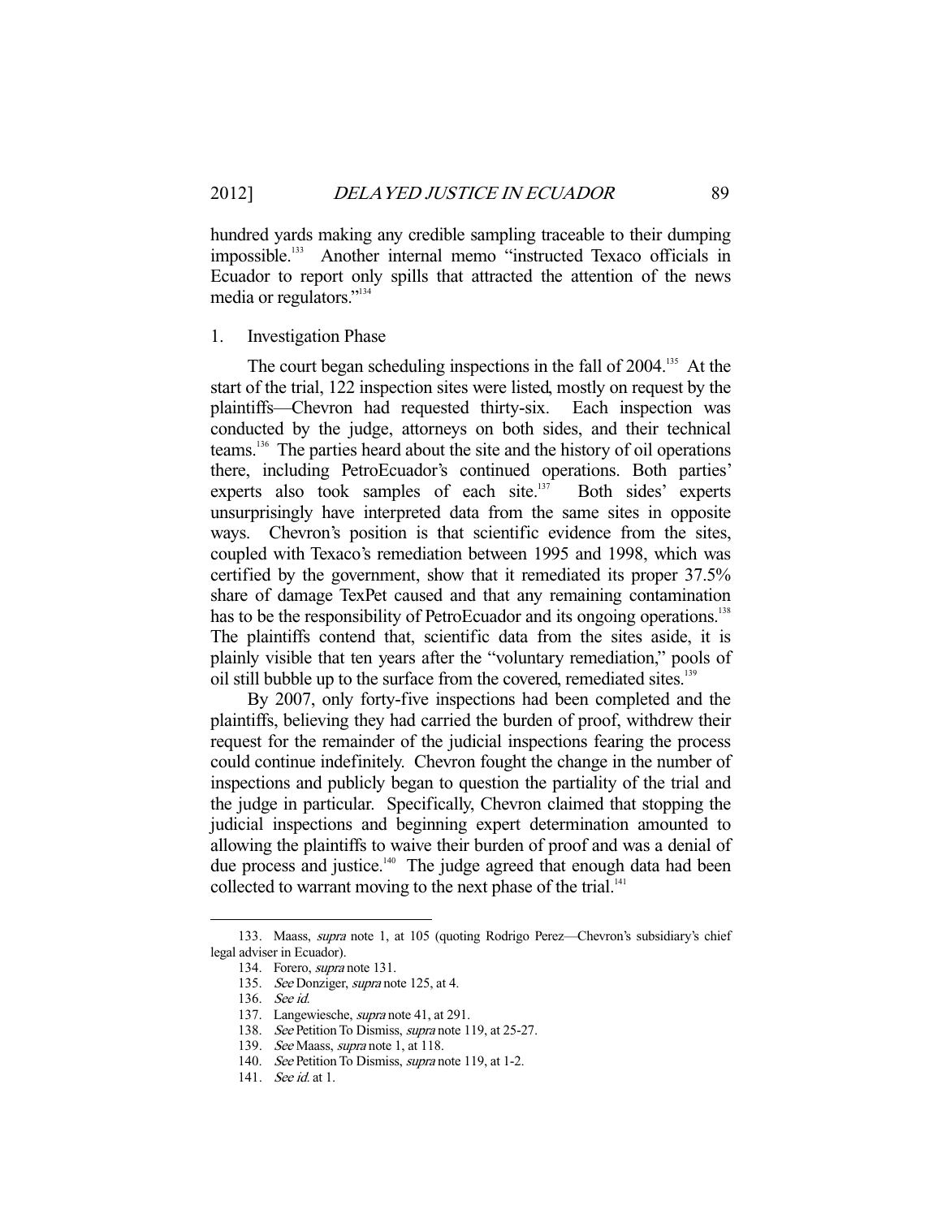hundred yards making any credible sampling traceable to their dumping impossible.[133] Another internal memo "instructed Texaco officials in Ecuador to report only spills that attracted the attention of the news media or regulators."[134]

### 1. Investigation Phase

The court began scheduling inspections in the fall of 2004.[135] At the start of the trial, 122 inspection sites were listed, mostly on request by the plaintiffs—Chevron had requested thirty-six. Each inspection was conducted by the judge, attorneys on both sides, and their technical teams.[136] The parties heard about the site and the history of oil operations there, including PetroEcuador's continued operations. Both parties' experts also took samples of each site.[137] Both sides' experts unsurprisingly have interpreted data from the same sites in opposite ways. Chevron's position is that scientific evidence from the sites, coupled with Texaco's remediation between 1995 and 1998, which was certified by the government, show that it remediated its proper 37.5% share of damage TexPet caused and that any remaining contamination has to be the responsibility of PetroEcuador and its ongoing operations.[138] The plaintiffs contend that, scientific data from the sites aside, it is plainly visible that ten years after the "voluntary remediation," pools of oil still bubble up to the surface from the covered, remediated sites.[139]

By 2007, only forty-five inspections had been completed and the plaintiffs, believing they had carried the burden of proof, withdrew their request for the remainder of the judicial inspections fearing the process could continue indefinitely. Chevron fought the change in the number of inspections and publicly began to question the partiality of the trial and the judge in particular. Specifically, Chevron claimed that stopping the judicial inspections and beginning expert determination amounted to allowing the plaintiffs to waive their burden of proof and was a denial of due process and justice.[140] The judge agreed that enough data had been collected to warrant moving to the next phase of the trial.[141]

---

133. Maass, *supra* note 1, at 105 (quoting Rodrigo Perez—Chevron's subsidiary's chief legal adviser in Ecuador).

134. Forero, *supra* note 131.

135. *See* Donziger, *supra* note 125, at 4.

136. *See id.*

137. Langewiesche, *supra* note 41, at 291.

138. *See* Petition To Dismiss, *supra* note 119, at 25-27.

139. *See* Maass, *supra* note 1, at 118.

140. *See* Petition To Dismiss, *supra* note 119, at 1-2.

141. *See id.* at 1.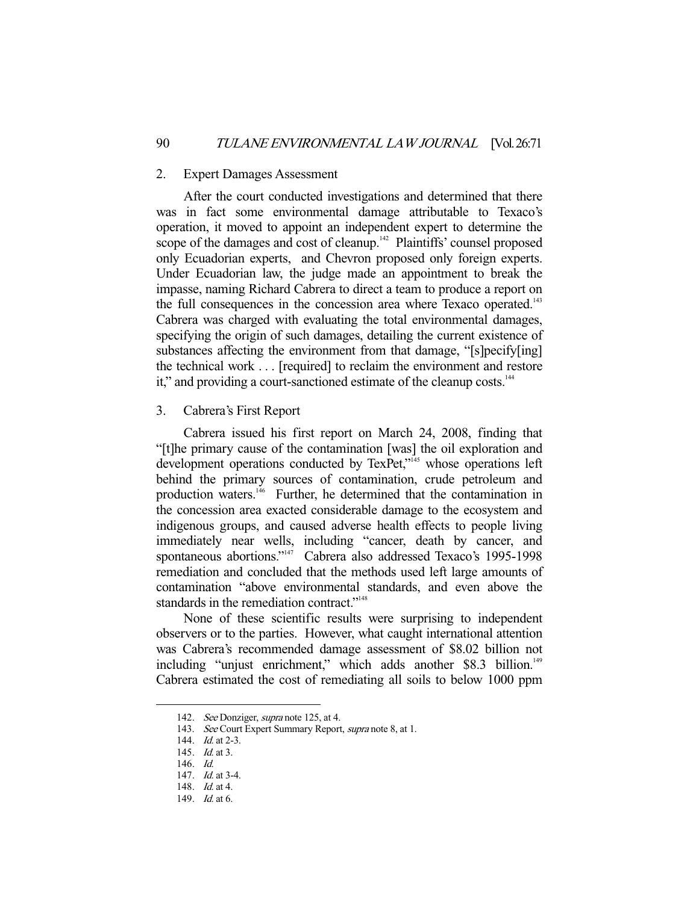### 2. Expert Damages Assessment

After the court conducted investigations and determined that there was in fact some environmental damage attributable to Texaco's operation, it moved to appoint an independent expert to determine the scope of the damages and cost of cleanup.[142] Plaintiffs' counsel proposed only Ecuadorian experts, and Chevron proposed only foreign experts. Under Ecuadorian law, the judge made an appointment to break the impasse, naming Richard Cabrera to direct a team to produce a report on the full consequences in the concession area where Texaco operated.[143] Cabrera was charged with evaluating the total environmental damages, specifying the origin of such damages, detailing the current existence of substances affecting the environment from that damage, "[s]pecify[ing] the technical work . . . [required] to reclaim the environment and restore it," and providing a court-sanctioned estimate of the cleanup costs.[144]

### 3. Cabrera's First Report

Cabrera issued his first report on March 24, 2008, finding that "[t]he primary cause of the contamination [was] the oil exploration and development operations conducted by TexPet,"[145] whose operations left behind the primary sources of contamination, crude petroleum and production waters.[146] Further, he determined that the contamination in the concession area exacted considerable damage to the ecosystem and indigenous groups, and caused adverse health effects to people living immediately near wells, including "cancer, death by cancer, and spontaneous abortions."[147] Cabrera also addressed Texaco's 1995-1998 remediation and concluded that the methods used left large amounts of contamination "above environmental standards, and even above the standards in the remediation contract."[148]

None of these scientific results were surprising to independent observers or to the parties. However, what caught international attention was Cabrera's recommended damage assessment of \$8.02 billion not including "unjust enrichment," which adds another \$8.3 billion.[149] Cabrera estimated the cost of remediating all soils to below 1000 ppm

---

142. *See* Donziger, *supra* note 125, at 4.
143. *See* Court Expert Summary Report, *supra* note 8, at 1.
144. *Id.* at 2-3.
145. *Id.* at 3.
146. *Id.*
147. *Id.* at 3-4.
148. *Id.* at 4.
149. *Id.* at 6.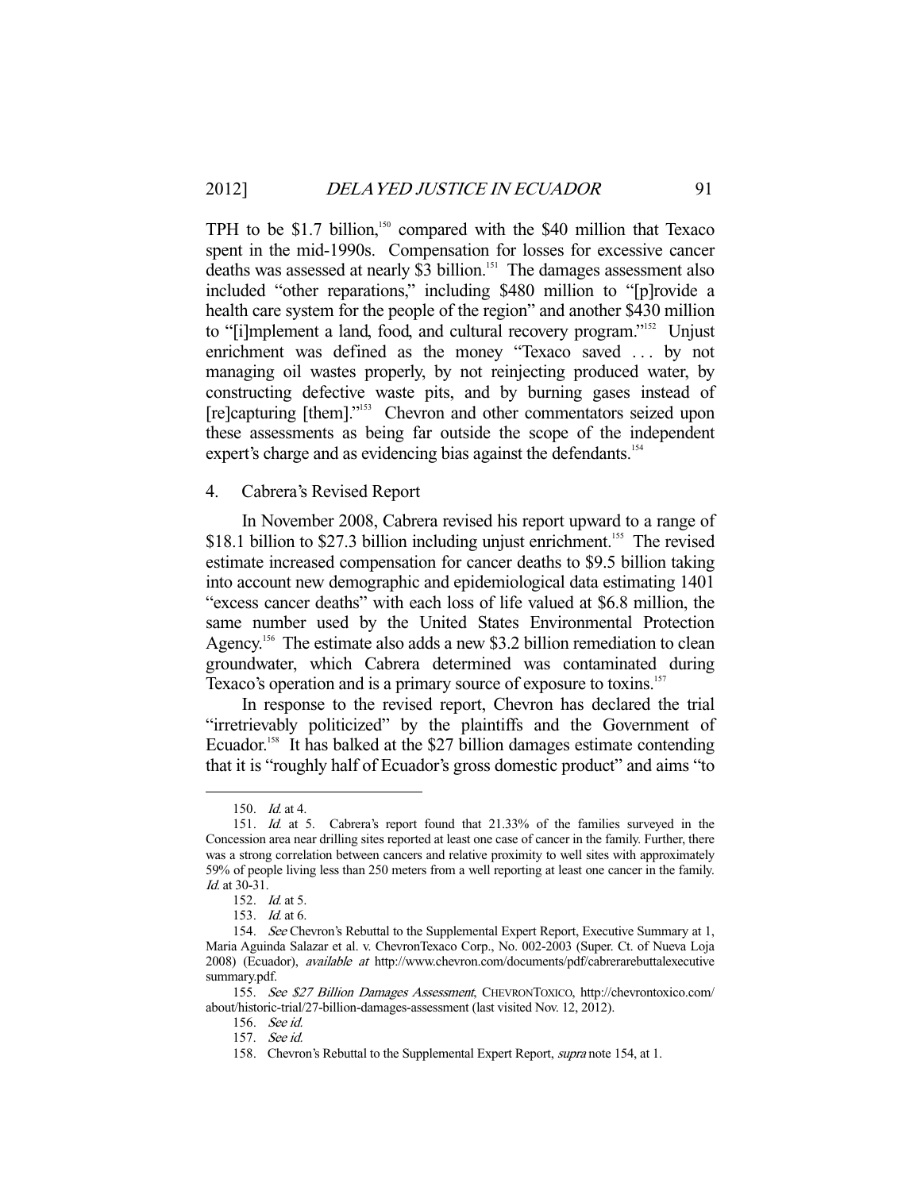TPH to be $1.7 billion,[150] compared with the $40 million that Texaco spent in the mid-1990s. Compensation for losses for excessive cancer deaths was assessed at nearly $3 billion.[151] The damages assessment also included "other reparations," including $480 million to "[p]rovide a health care system for the people of the region" and another $430 million to "[i]mplement a land, food, and cultural recovery program."[152] Unjust enrichment was defined as the money "Texaco saved . . . by not managing oil wastes properly, by not reinjecting produced water, by constructing defective waste pits, and by burning gases instead of [re]capturing [them]."[153] Chevron and other commentators seized upon these assessments as being far outside the scope of the independent expert's charge and as evidencing bias against the defendants.[154]

### 4. Cabrera's Revised Report

In November 2008, Cabrera revised his report upward to a range of $18.1 billion to $27.3 billion including unjust enrichment.[155] The revised estimate increased compensation for cancer deaths to $9.5 billion taking into account new demographic and epidemiological data estimating 1401 "excess cancer deaths" with each loss of life valued at $6.8 million, the same number used by the United States Environmental Protection Agency.[156] The estimate also adds a new $3.2 billion remediation to clean groundwater, which Cabrera determined was contaminated during Texaco's operation and is a primary source of exposure to toxins.[157]

In response to the revised report, Chevron has declared the trial "irretrievably politicized" by the plaintiffs and the Government of Ecuador.[158] It has balked at the $27 billion damages estimate contending that it is "roughly half of Ecuador's gross domestic product" and aims "to

---

150. *Id.* at 4.

151. *Id.* at 5. Cabrera's report found that 21.33% of the families surveyed in the Concession area near drilling sites reported at least one case of cancer in the family. Further, there was a strong correlation between cancers and relative proximity to well sites with approximately 59% of people living less than 250 meters from a well reporting at least one cancer in the family. *Id.* at 30-31.

152. *Id.* at 5.

153. *Id.* at 6.

154. *See* Chevron's Rebuttal to the Supplemental Expert Report, Executive Summary at 1, Maria Aguinda Salazar et al. v. ChevronTexaco Corp., No. 002-2003 (Super. Ct. of Nueva Loja 2008) (Ecuador), *available at* http://www.chevron.com/documents/pdf/cabrerarebuttalexecutivesummary.pdf.

155. *See $27 Billion Damages Assessment*, CHEVRONTOXICO, http://chevrontoxico.com/about/historic-trial/27-billion-damages-assessment (last visited Nov. 12, 2012).

156. *See id.*

157. *See id.*

158. Chevron's Rebuttal to the Supplemental Expert Report, *supra* note 154, at 1.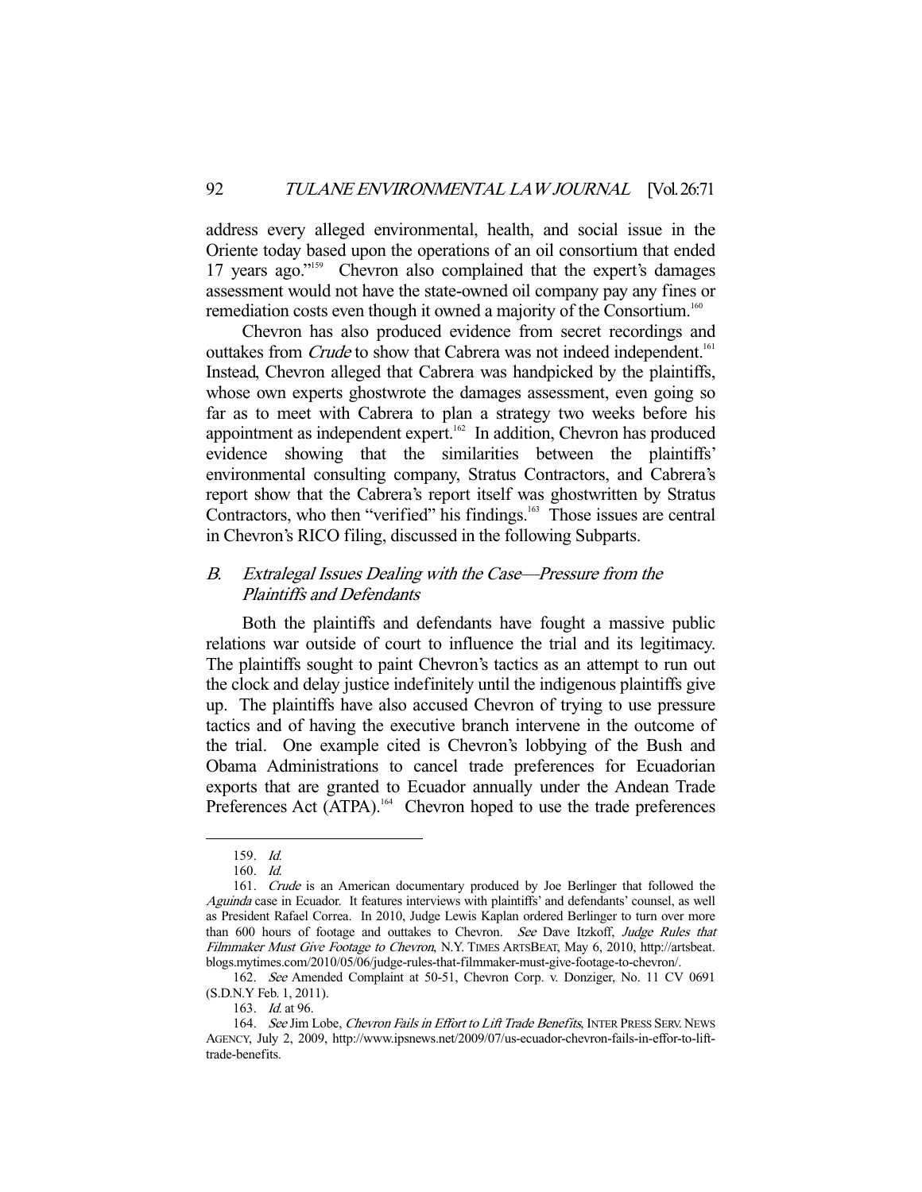address every alleged environmental, health, and social issue in the Oriente today based upon the operations of an oil consortium that ended 17 years ago."[159] Chevron also complained that the expert's damages assessment would not have the state-owned oil company pay any fines or remediation costs even though it owned a majority of the Consortium.[160]

Chevron has also produced evidence from secret recordings and outtakes from *Crude* to show that Cabrera was not indeed independent.[161] Instead, Chevron alleged that Cabrera was handpicked by the plaintiffs, whose own experts ghostwrote the damages assessment, even going so far as to meet with Cabrera to plan a strategy two weeks before his appointment as independent expert.[162] In addition, Chevron has produced evidence showing that the similarities between the plaintiffs' environmental consulting company, Stratus Contractors, and Cabrera's report show that the Cabrera's report itself was ghostwritten by Stratus Contractors, who then "verified" his findings.[163] Those issues are central in Chevron's RICO filing, discussed in the following Subparts.

## *B. Extralegal Issues Dealing with the Case—Pressure from the Plaintiffs and Defendants*

Both the plaintiffs and defendants have fought a massive public relations war outside of court to influence the trial and its legitimacy. The plaintiffs sought to paint Chevron's tactics as an attempt to run out the clock and delay justice indefinitely until the indigenous plaintiffs give up. The plaintiffs have also accused Chevron of trying to use pressure tactics and of having the executive branch intervene in the outcome of the trial. One example cited is Chevron's lobbying of the Bush and Obama Administrations to cancel trade preferences for Ecuadorian exports that are granted to Ecuador annually under the Andean Trade Preferences Act (ATPA).[164] Chevron hoped to use the trade preferences

---

159. *Id.*

160. *Id.*

161. *Crude* is an American documentary produced by Joe Berlinger that followed the *Aguinda* case in Ecuador. It features interviews with plaintiffs' and defendants' counsel, as well as President Rafael Correa. In 2010, Judge Lewis Kaplan ordered Berlinger to turn over more than 600 hours of footage and outtakes to Chevron. *See* Dave Itzkoff, *Judge Rules that Filmmaker Must Give Footage to Chevron*, N.Y. TIMES ARTSBEAT, May 6, 2010, http://artsbeat.blogs.mytimes.com/2010/05/06/judge-rules-that-filmmaker-must-give-footage-to-chevron/.

162. *See* Amended Complaint at 50-51, Chevron Corp. v. Donziger, No. 11 CV 0691 (S.D.N.Y Feb. 1, 2011).

163. *Id.* at 96.

164. *See* Jim Lobe, *Chevron Fails in Effort to Lift Trade Benefits*, INTER PRESS SERV. NEWS AGENCY, July 2, 2009, http://www.ipsnews.net/2009/07/us-ecuador-chevron-fails-in-effor-to-lift-trade-benefits.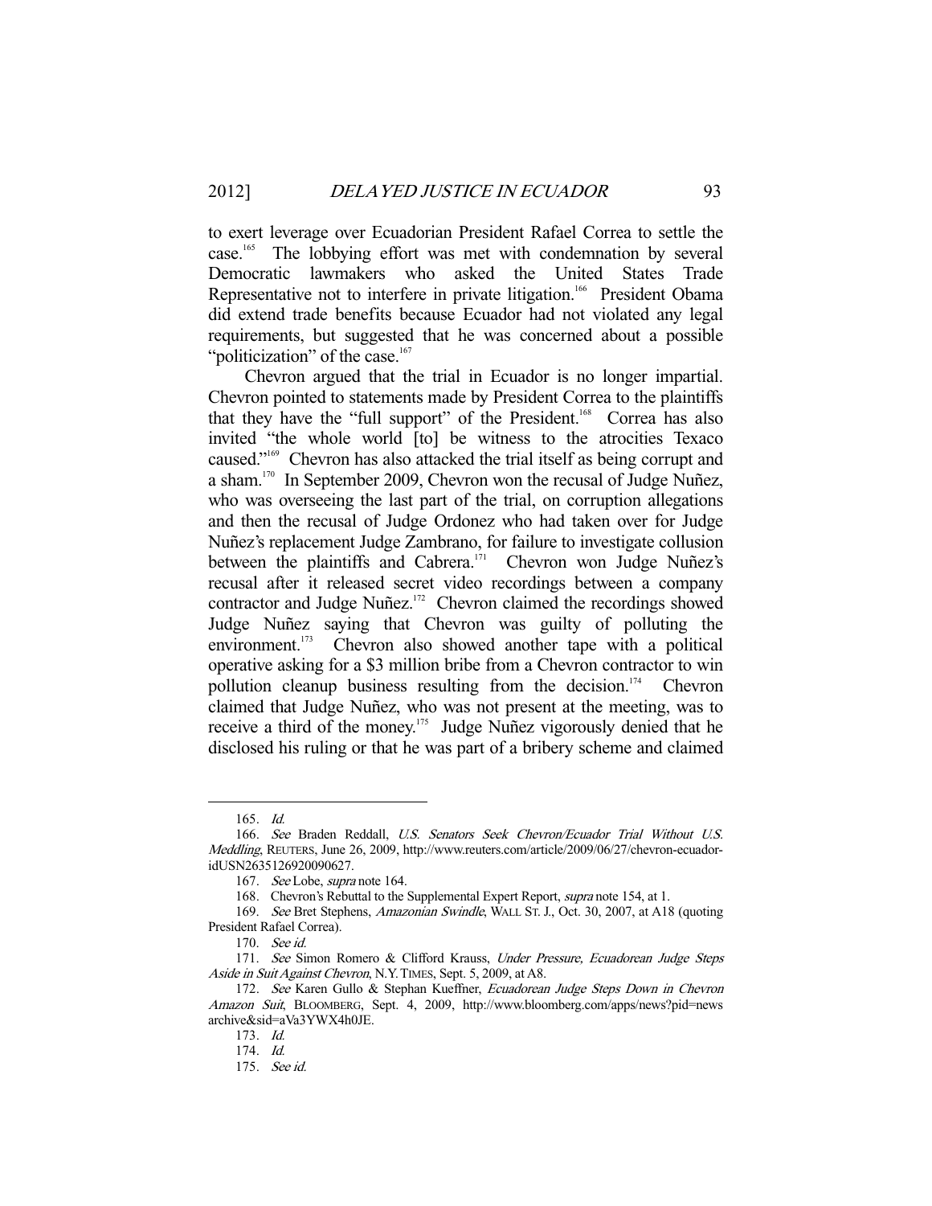to exert leverage over Ecuadorian President Rafael Correa to settle the case.[165] The lobbying effort was met with condemnation by several Democratic lawmakers who asked the United States Trade Representative not to interfere in private litigation.[166] President Obama did extend trade benefits because Ecuador had not violated any legal requirements, but suggested that he was concerned about a possible "politicization" of the case.[167]

Chevron argued that the trial in Ecuador is no longer impartial. Chevron pointed to statements made by President Correa to the plaintiffs that they have the "full support" of the President.[168] Correa has also invited "the whole world [to] be witness to the atrocities Texaco caused."[169] Chevron has also attacked the trial itself as being corrupt and a sham.[170] In September 2009, Chevron won the recusal of Judge Nuñez, who was overseeing the last part of the trial, on corruption allegations and then the recusal of Judge Ordonez who had taken over for Judge Nuñez's replacement Judge Zambrano, for failure to investigate collusion between the plaintiffs and Cabrera.[171] Chevron won Judge Nuñez's recusal after it released secret video recordings between a company contractor and Judge Nuñez.[172] Chevron claimed the recordings showed Judge Nuñez saying that Chevron was guilty of polluting the environment.[173] Chevron also showed another tape with a political operative asking for a $3 million bribe from a Chevron contractor to win pollution cleanup business resulting from the decision.[174] Chevron claimed that Judge Nuñez, who was not present at the meeting, was to receive a third of the money.[175] Judge Nuñez vigorously denied that he disclosed his ruling or that he was part of a bribery scheme and claimed

---

165. *Id.*

166. *See* Braden Reddall, *U.S. Senators Seek Chevron/Ecuador Trial Without U.S. Meddling*, REUTERS, June 26, 2009, http://www.reuters.com/article/2009/06/27/chevron-ecuador-idUSN2635126920090627.

167. *See* Lobe, *supra* note 164.

168. Chevron's Rebuttal to the Supplemental Expert Report, *supra* note 154, at 1.

169. *See* Bret Stephens, *Amazonian Swindle*, WALL ST. J., Oct. 30, 2007, at A18 (quoting President Rafael Correa).

170. *See id.*

171. *See* Simon Romero & Clifford Krauss, *Under Pressure, Ecuadorean Judge Steps Aside in Suit Against Chevron*, N.Y. TIMES, Sept. 5, 2009, at A8.

172. *See* Karen Gullo & Stephan Kueffner, *Ecuadorean Judge Steps Down in Chevron Amazon Suit*, BLOOMBERG, Sept. 4, 2009, http://www.bloomberg.com/apps/news?pid=newsarchive&sid=aVa3YWX4h0JE.

173. *Id.*

174. *Id.*

175. *See id.*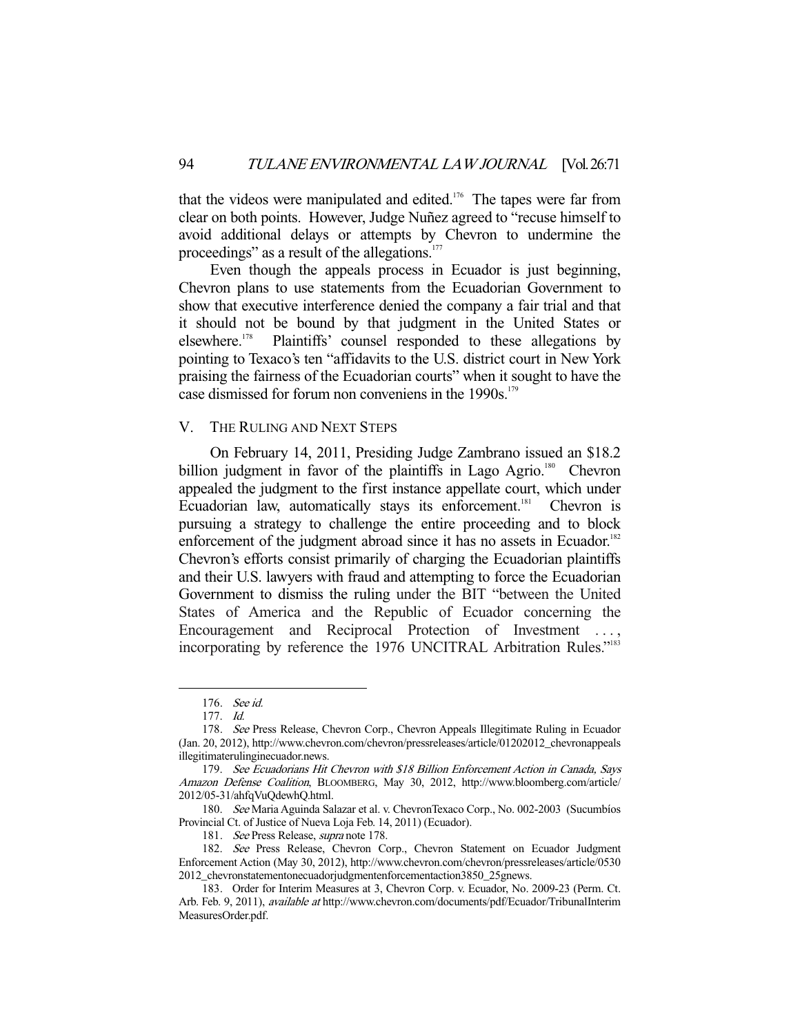that the videos were manipulated and edited.[176] The tapes were far from clear on both points. However, Judge Nuñez agreed to "recuse himself to avoid additional delays or attempts by Chevron to undermine the proceedings" as a result of the allegations.[177]

Even though the appeals process in Ecuador is just beginning, Chevron plans to use statements from the Ecuadorian Government to show that executive interference denied the company a fair trial and that it should not be bound by that judgment in the United States or elsewhere.[178] Plaintiffs' counsel responded to these allegations by pointing to Texaco's ten "affidavits to the U.S. district court in New York praising the fairness of the Ecuadorian courts" when it sought to have the case dismissed for forum non conveniens in the 1990s.[179]

## V. THE RULING AND NEXT STEPS

On February 14, 2011, Presiding Judge Zambrano issued an $18.2 billion judgment in favor of the plaintiffs in Lago Agrio.[180] Chevron appealed the judgment to the first instance appellate court, which under Ecuadorian law, automatically stays its enforcement.[181] Chevron is pursuing a strategy to challenge the entire proceeding and to block enforcement of the judgment abroad since it has no assets in Ecuador.[182] Chevron's efforts consist primarily of charging the Ecuadorian plaintiffs and their U.S. lawyers with fraud and attempting to force the Ecuadorian Government to dismiss the ruling under the BIT "between the United States of America and the Republic of Ecuador concerning the Encouragement and Reciprocal Protection of Investment . . . , incorporating by reference the 1976 UNCITRAL Arbitration Rules."[183]

---

176. *See id.*

177. *Id.*

178. *See* Press Release, Chevron Corp., Chevron Appeals Illegitimate Ruling in Ecuador (Jan. 20, 2012), http://www.chevron.com/chevron/pressreleases/article/01202012_chevronappealsillegitimaterulinginecuador.news.

179. *See Ecuadorians Hit Chevron with $18 Billion Enforcement Action in Canada, Says Amazon Defense Coalition*, BLOOMBERG, May 30, 2012, http://www.bloomberg.com/article/2012/05-31/ahfqVuQdewhQ.html.

180. *See* Maria Aguinda Salazar et al. v. ChevronTexaco Corp., No. 002-2003 (Sucumbíos Provincial Ct. of Justice of Nueva Loja Feb. 14, 2011) (Ecuador).

181. *See* Press Release, *supra* note 178.

182. *See* Press Release, Chevron Corp., Chevron Statement on Ecuador Judgment Enforcement Action (May 30, 2012), http://www.chevron.com/chevron/pressreleases/article/05302012_chevronstatementonecuadorjudgmentenforcementaction3850_25gnews.

183. Order for Interim Measures at 3, Chevron Corp. v. Ecuador, No. 2009-23 (Perm. Ct. Arb. Feb. 9, 2011), *available at* http://www.chevron.com/documents/pdf/Ecuador/TribunalInterimMeasuresOrder.pdf.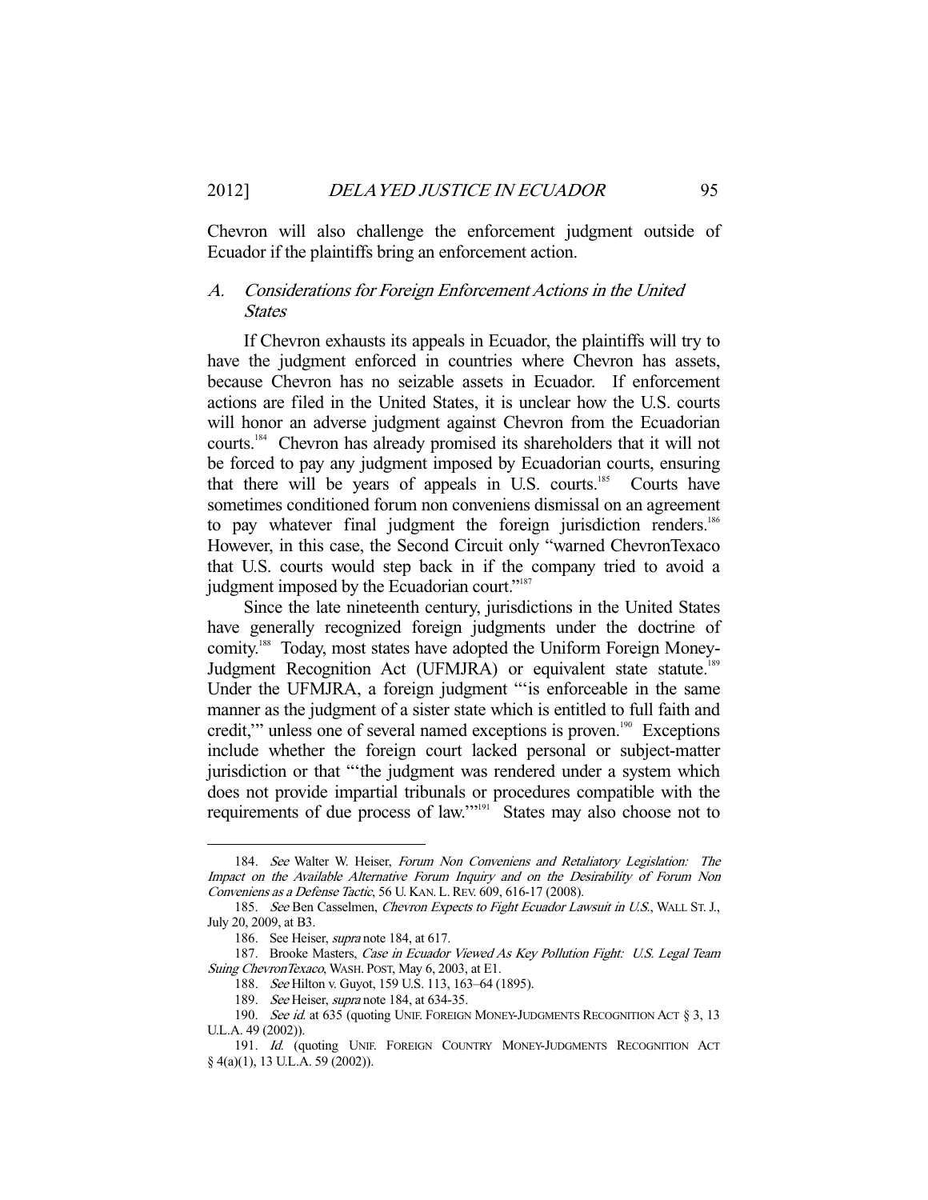Chevron will also challenge the enforcement judgment outside of Ecuador if the plaintiffs bring an enforcement action.

### A. *Considerations for Foreign Enforcement Actions in the United States*

If Chevron exhausts its appeals in Ecuador, the plaintiffs will try to have the judgment enforced in countries where Chevron has assets, because Chevron has no seizable assets in Ecuador. If enforcement actions are filed in the United States, it is unclear how the U.S. courts will honor an adverse judgment against Chevron from the Ecuadorian courts.[184] Chevron has already promised its shareholders that it will not be forced to pay any judgment imposed by Ecuadorian courts, ensuring that there will be years of appeals in U.S. courts.[185] Courts have sometimes conditioned forum non conveniens dismissal on an agreement to pay whatever final judgment the foreign jurisdiction renders.[186] However, in this case, the Second Circuit only "warned ChevronTexaco that U.S. courts would step back in if the company tried to avoid a judgment imposed by the Ecuadorian court."[187]

Since the late nineteenth century, jurisdictions in the United States have generally recognized foreign judgments under the doctrine of comity.[188] Today, most states have adopted the Uniform Foreign Money-Judgment Recognition Act (UFMJRA) or equivalent state statute.[189] Under the UFMJRA, a foreign judgment "'is enforceable in the same manner as the judgment of a sister state which is entitled to full faith and credit,'" unless one of several named exceptions is proven.[190] Exceptions include whether the foreign court lacked personal or subject-matter jurisdiction or that "'the judgment was rendered under a system which does not provide impartial tribunals or procedures compatible with the requirements of due process of law.'"[191] States may also choose not to

---

184. *See* Walter W. Heiser, *Forum Non Conveniens and Retaliatory Legislation: The Impact on the Available Alternative Forum Inquiry and on the Desirability of Forum Non Conveniens as a Defense Tactic*, 56 U. KAN. L. REV. 609, 616-17 (2008).

185. *See* Ben Casselmen, *Chevron Expects to Fight Ecuador Lawsuit in U.S.*, WALL ST. J., July 20, 2009, at B3.

186. See Heiser, *supra* note 184, at 617.

187. Brooke Masters, *Case in Ecuador Viewed As Key Pollution Fight: U.S. Legal Team Suing ChevronTexaco*, WASH. POST, May 6, 2003, at E1.

188. *See* Hilton v. Guyot, 159 U.S. 113, 163–64 (1895).

189. *See* Heiser, *supra* note 184, at 634-35.

190. *See id.* at 635 (quoting UNIF. FOREIGN MONEY-JUDGMENTS RECOGNITION ACT § 3, 13 U.L.A. 49 (2002)).

191. *Id.* (quoting UNIF. FOREIGN COUNTRY MONEY-JUDGMENTS RECOGNITION ACT § 4(a)(1), 13 U.L.A. 59 (2002)).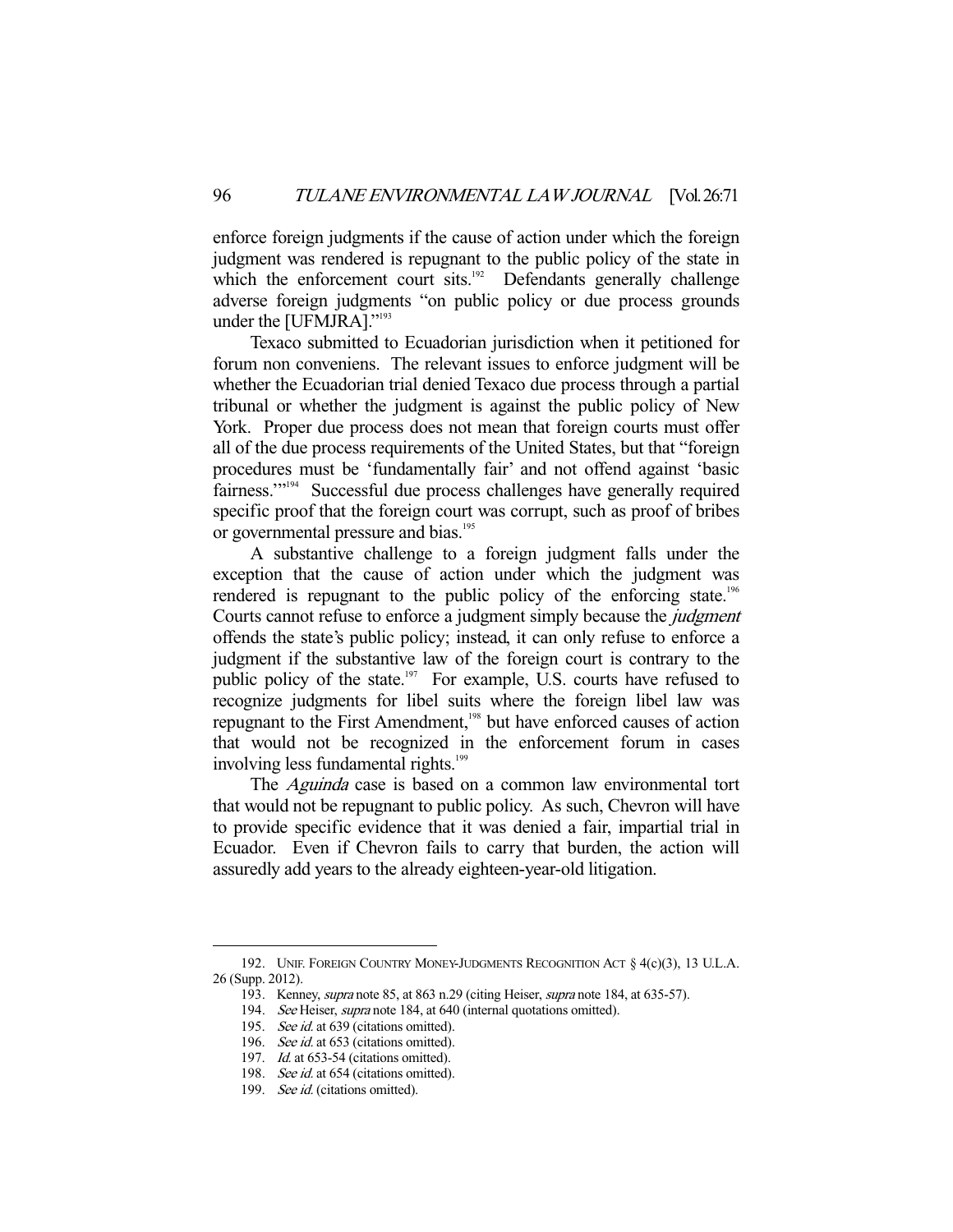enforce foreign judgments if the cause of action under which the foreign judgment was rendered is repugnant to the public policy of the state in which the enforcement court sits.[192] Defendants generally challenge adverse foreign judgments "on public policy or due process grounds under the [UFMJRA]."[193]

Texaco submitted to Ecuadorian jurisdiction when it petitioned for forum non conveniens. The relevant issues to enforce judgment will be whether the Ecuadorian trial denied Texaco due process through a partial tribunal or whether the judgment is against the public policy of New York. Proper due process does not mean that foreign courts must offer all of the due process requirements of the United States, but that "foreign procedures must be 'fundamentally fair' and not offend against 'basic fairness.'"[194] Successful due process challenges have generally required specific proof that the foreign court was corrupt, such as proof of bribes or governmental pressure and bias.[195]

A substantive challenge to a foreign judgment falls under the exception that the cause of action under which the judgment was rendered is repugnant to the public policy of the enforcing state.[196] Courts cannot refuse to enforce a judgment simply because the *judgment* offends the state's public policy; instead, it can only refuse to enforce a judgment if the substantive law of the foreign court is contrary to the public policy of the state.[197] For example, U.S. courts have refused to recognize judgments for libel suits where the foreign libel law was repugnant to the First Amendment,[198] but have enforced causes of action that would not be recognized in the enforcement forum in cases involving less fundamental rights.[199]

The *Aguinda* case is based on a common law environmental tort that would not be repugnant to public policy. As such, Chevron will have to provide specific evidence that it was denied a fair, impartial trial in Ecuador. Even if Chevron fails to carry that burden, the action will assuredly add years to the already eighteen-year-old litigation.

---

192. UNIF. FOREIGN COUNTRY MONEY-JUDGMENTS RECOGNITION ACT § 4(c)(3), 13 U.L.A. 26 (Supp. 2012).

193. Kenney, *supra* note 85, at 863 n.29 (citing Heiser, *supra* note 184, at 635-57).

194. *See* Heiser, *supra* note 184, at 640 (internal quotations omitted).

195. *See id.* at 639 (citations omitted).

196. *See id.* at 653 (citations omitted).

197. *Id.* at 653-54 (citations omitted).

198. *See id.* at 654 (citations omitted).

199. *See id.* (citations omitted).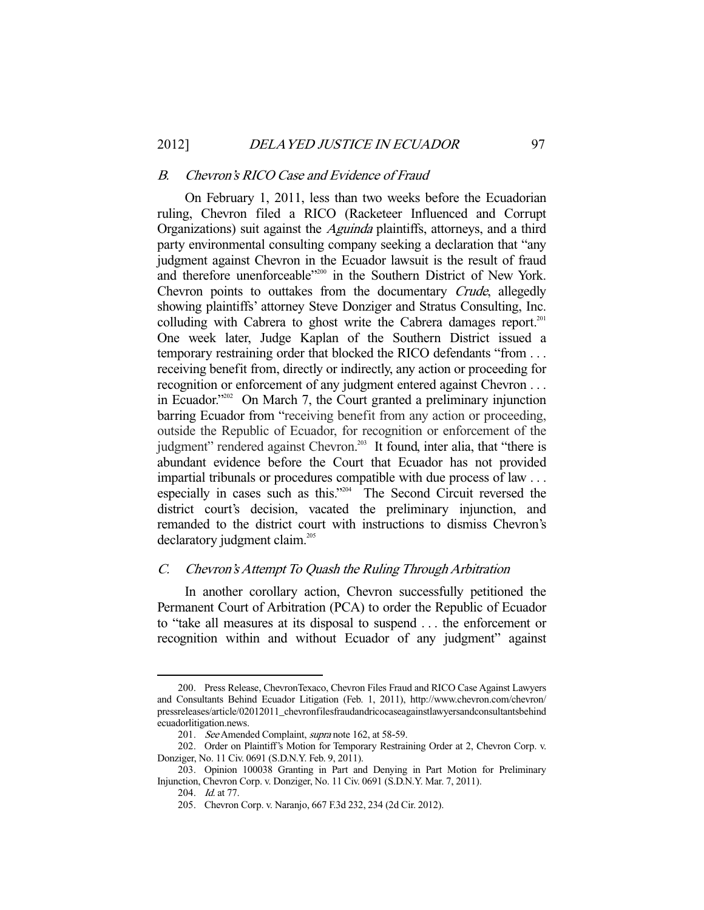### *B. Chevron's RICO Case and Evidence of Fraud*

On February 1, 2011, less than two weeks before the Ecuadorian ruling, Chevron filed a RICO (Racketeer Influenced and Corrupt Organizations) suit against the *Aguinda* plaintiffs, attorneys, and a third party environmental consulting company seeking a declaration that "any judgment against Chevron in the Ecuador lawsuit is the result of fraud and therefore unenforceable"[200] in the Southern District of New York. Chevron points to outtakes from the documentary *Crude*, allegedly showing plaintiffs' attorney Steve Donziger and Stratus Consulting, Inc. colluding with Cabrera to ghost write the Cabrera damages report.[201] One week later, Judge Kaplan of the Southern District issued a temporary restraining order that blocked the RICO defendants "from . . . receiving benefit from, directly or indirectly, any action or proceeding for recognition or enforcement of any judgment entered against Chevron . . . in Ecuador."[202] On March 7, the Court granted a preliminary injunction barring Ecuador from "receiving benefit from any action or proceeding, outside the Republic of Ecuador, for recognition or enforcement of the judgment" rendered against Chevron.[203] It found, inter alia, that "there is abundant evidence before the Court that Ecuador has not provided impartial tribunals or procedures compatible with due process of law . . . especially in cases such as this."[204] The Second Circuit reversed the district court's decision, vacated the preliminary injunction, and remanded to the district court with instructions to dismiss Chevron's declaratory judgment claim.[205]

### *C. Chevron's Attempt To Quash the Ruling Through Arbitration*

In another corollary action, Chevron successfully petitioned the Permanent Court of Arbitration (PCA) to order the Republic of Ecuador to "take all measures at its disposal to suspend . . . the enforcement or recognition within and without Ecuador of any judgment" against

---

200. Press Release, ChevronTexaco, Chevron Files Fraud and RICO Case Against Lawyers and Consultants Behind Ecuador Litigation (Feb. 1, 2011), http://www.chevron.com/chevron/pressreleases/article/02012011_chevronfilesfraudandricocaseagainstlawyersandconsultantsbehindecuadorlitigation.news.

201. *See* Amended Complaint, *supra* note 162, at 58-59.

202. Order on Plaintiff's Motion for Temporary Restraining Order at 2, Chevron Corp. v. Donziger, No. 11 Civ. 0691 (S.D.N.Y. Feb. 9, 2011).

203. Opinion 100038 Granting in Part and Denying in Part Motion for Preliminary Injunction, Chevron Corp. v. Donziger, No. 11 Civ. 0691 (S.D.N.Y. Mar. 7, 2011).

204. *Id.* at 77.

205. Chevron Corp. v. Naranjo, 667 F.3d 232, 234 (2d Cir. 2012).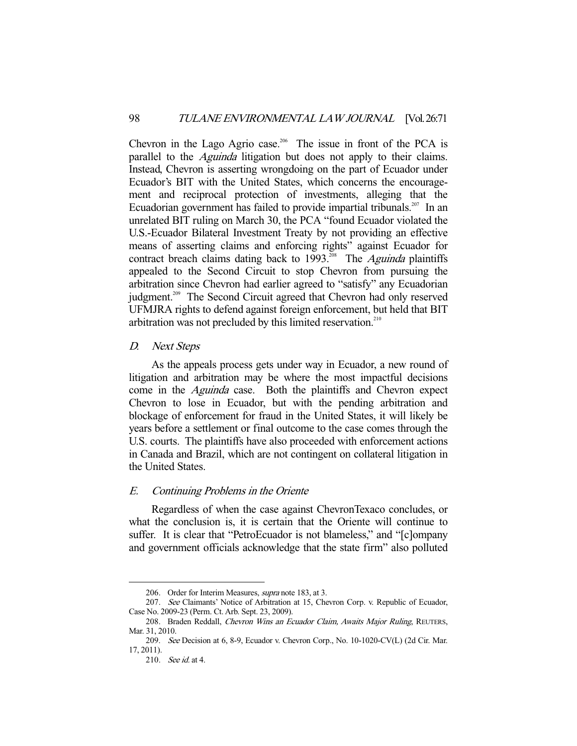Chevron in the Lago Agrio case.[206] The issue in front of the PCA is parallel to the *Aguinda* litigation but does not apply to their claims. Instead, Chevron is asserting wrongdoing on the part of Ecuador under Ecuador's BIT with the United States, which concerns the encouragement and reciprocal protection of investments, alleging that the Ecuadorian government has failed to provide impartial tribunals.[207] In an unrelated BIT ruling on March 30, the PCA "found Ecuador violated the U.S.-Ecuador Bilateral Investment Treaty by not providing an effective means of asserting claims and enforcing rights" against Ecuador for contract breach claims dating back to 1993.[208] The *Aguinda* plaintiffs appealed to the Second Circuit to stop Chevron from pursuing the arbitration since Chevron had earlier agreed to "satisfy" any Ecuadorian judgment.[209] The Second Circuit agreed that Chevron had only reserved UFMJRA rights to defend against foreign enforcement, but held that BIT arbitration was not precluded by this limited reservation.[210]

### D. *Next Steps*

As the appeals process gets under way in Ecuador, a new round of litigation and arbitration may be where the most impactful decisions come in the *Aguinda* case. Both the plaintiffs and Chevron expect Chevron to lose in Ecuador, but with the pending arbitration and blockage of enforcement for fraud in the United States, it will likely be years before a settlement or final outcome to the case comes through the U.S. courts. The plaintiffs have also proceeded with enforcement actions in Canada and Brazil, which are not contingent on collateral litigation in the United States.

### E. *Continuing Problems in the Oriente*

Regardless of when the case against ChevronTexaco concludes, or what the conclusion is, it is certain that the Oriente will continue to suffer. It is clear that "PetroEcuador is not blameless," and "[c]ompany and government officials acknowledge that the state firm" also polluted

---

206. Order for Interim Measures, *supra* note 183, at 3.

207. *See* Claimants' Notice of Arbitration at 15, Chevron Corp. v. Republic of Ecuador, Case No. 2009-23 (Perm. Ct. Arb. Sept. 23, 2009).

208. Braden Reddall, *Chevron Wins an Ecuador Claim, Awaits Major Ruling*, REUTERS, Mar. 31, 2010.

209. *See* Decision at 6, 8-9, Ecuador v. Chevron Corp., No. 10-1020-CV(L) (2d Cir. Mar. 17, 2011).

210. *See id.* at 4.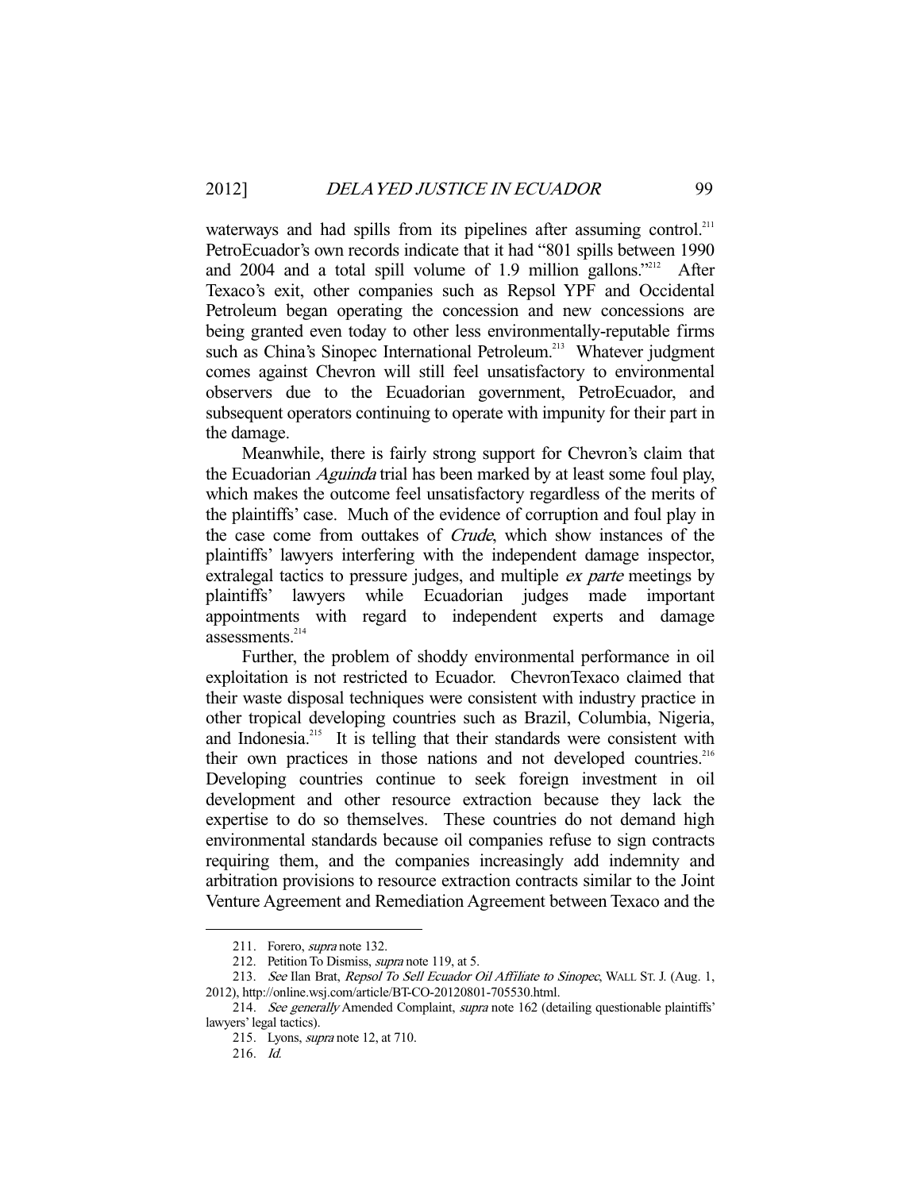waterways and had spills from its pipelines after assuming control.[211] PetroEcuador's own records indicate that it had "801 spills between 1990 and 2004 and a total spill volume of 1.9 million gallons."[212] After Texaco's exit, other companies such as Repsol YPF and Occidental Petroleum began operating the concession and new concessions are being granted even today to other less environmentally-reputable firms such as China's Sinopec International Petroleum.[213] Whatever judgment comes against Chevron will still feel unsatisfactory to environmental observers due to the Ecuadorian government, PetroEcuador, and subsequent operators continuing to operate with impunity for their part in the damage.

Meanwhile, there is fairly strong support for Chevron's claim that the Ecuadorian *Aguinda* trial has been marked by at least some foul play, which makes the outcome feel unsatisfactory regardless of the merits of the plaintiffs' case. Much of the evidence of corruption and foul play in the case come from outtakes of *Crude*, which show instances of the plaintiffs' lawyers interfering with the independent damage inspector, extralegal tactics to pressure judges, and multiple *ex parte* meetings by plaintiffs' lawyers while Ecuadorian judges made important appointments with regard to independent experts and damage assessments.[214]

Further, the problem of shoddy environmental performance in oil exploitation is not restricted to Ecuador. ChevronTexaco claimed that their waste disposal techniques were consistent with industry practice in other tropical developing countries such as Brazil, Columbia, Nigeria, and Indonesia.[215] It is telling that their standards were consistent with their own practices in those nations and not developed countries.[216] Developing countries continue to seek foreign investment in oil development and other resource extraction because they lack the expertise to do so themselves. These countries do not demand high environmental standards because oil companies refuse to sign contracts requiring them, and the companies increasingly add indemnity and arbitration provisions to resource extraction contracts similar to the Joint Venture Agreement and Remediation Agreement between Texaco and the

---

211. Forero, *supra* note 132.

212. Petition To Dismiss, *supra* note 119, at 5.

213. *See* Ilan Brat, *Repsol To Sell Ecuador Oil Affiliate to Sinopec*, WALL ST. J. (Aug. 1, 2012), http://online.wsj.com/article/BT-CO-20120801-705530.html.

214. *See generally* Amended Complaint, *supra* note 162 (detailing questionable plaintiffs' lawyers' legal tactics).

215. Lyons, *supra* note 12, at 710.

216. *Id.*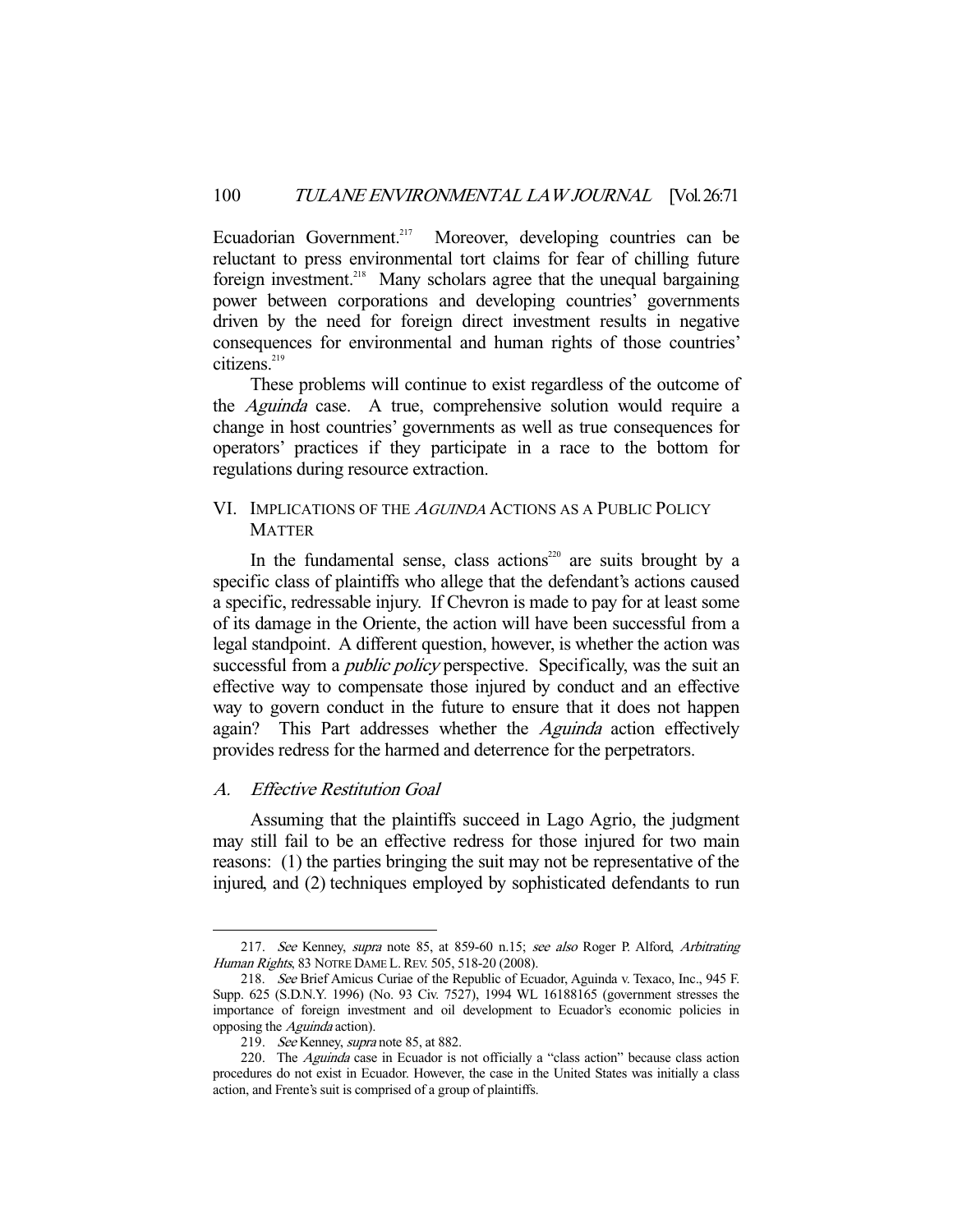Ecuadorian Government.[217] Moreover, developing countries can be reluctant to press environmental tort claims for fear of chilling future foreign investment.[218] Many scholars agree that the unequal bargaining power between corporations and developing countries' governments driven by the need for foreign direct investment results in negative consequences for environmental and human rights of those countries' citizens.[219]

These problems will continue to exist regardless of the outcome of the *Aguinda* case. A true, comprehensive solution would require a change in host countries' governments as well as true consequences for operators' practices if they participate in a race to the bottom for regulations during resource extraction.

## VI. IMPLICATIONS OF THE *AGUINDA* ACTIONS AS A PUBLIC POLICY MATTER

In the fundamental sense, class actions[220] are suits brought by a specific class of plaintiffs who allege that the defendant's actions caused a specific, redressable injury. If Chevron is made to pay for at least some of its damage in the Oriente, the action will have been successful from a legal standpoint. A different question, however, is whether the action was successful from a *public policy* perspective. Specifically, was the suit an effective way to compensate those injured by conduct and an effective way to govern conduct in the future to ensure that it does not happen again? This Part addresses whether the *Aguinda* action effectively provides redress for the harmed and deterrence for the perpetrators.

### A. *Effective Restitution Goal*

Assuming that the plaintiffs succeed in Lago Agrio, the judgment may still fail to be an effective redress for those injured for two main reasons: (1) the parties bringing the suit may not be representative of the injured, and (2) techniques employed by sophisticated defendants to run

---

217. *See* Kenney, *supra* note 85, at 859-60 n.15; *see also* Roger P. Alford, *Arbitrating Human Rights*, 83 NOTRE DAME L. REV. 505, 518-20 (2008).

218. *See* Brief Amicus Curiae of the Republic of Ecuador, Aguinda v. Texaco, Inc., 945 F. Supp. 625 (S.D.N.Y. 1996) (No. 93 Civ. 7527), 1994 WL 16188165 (government stresses the importance of foreign investment and oil development to Ecuador's economic policies in opposing the *Aguinda* action).

219. *See* Kenney, *supra* note 85, at 882.

220. The *Aguinda* case in Ecuador is not officially a "class action" because class action procedures do not exist in Ecuador. However, the case in the United States was initially a class action, and Frente's suit is comprised of a group of plaintiffs.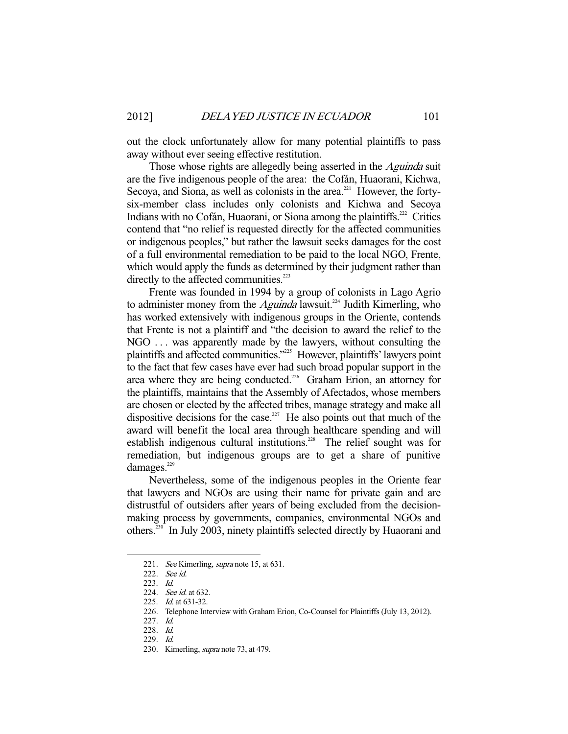out the clock unfortunately allow for many potential plaintiffs to pass away without ever seeing effective restitution.

Those whose rights are allegedly being asserted in the *Aguinda* suit are the five indigenous people of the area: the Cofán, Huaorani, Kichwa, Secoya, and Siona, as well as colonists in the area.[221] However, the forty-six-member class includes only colonists and Kichwa and Secoya Indians with no Cofán, Huaorani, or Siona among the plaintiffs.[222] Critics contend that "no relief is requested directly for the affected communities or indigenous peoples," but rather the lawsuit seeks damages for the cost of a full environmental remediation to be paid to the local NGO, Frente, which would apply the funds as determined by their judgment rather than directly to the affected communities.[223]

Frente was founded in 1994 by a group of colonists in Lago Agrio to administer money from the *Aguinda* lawsuit.[224] Judith Kimerling, who has worked extensively with indigenous groups in the Oriente, contends that Frente is not a plaintiff and "the decision to award the relief to the NGO . . . was apparently made by the lawyers, without consulting the plaintiffs and affected communities."[225] However, plaintiffs' lawyers point to the fact that few cases have ever had such broad popular support in the area where they are being conducted.[226] Graham Erion, an attorney for the plaintiffs, maintains that the Assembly of Afectados, whose members are chosen or elected by the affected tribes, manage strategy and make all dispositive decisions for the case.[227] He also points out that much of the award will benefit the local area through healthcare spending and will establish indigenous cultural institutions.[228] The relief sought was for remediation, but indigenous groups are to get a share of punitive damages.[229]

Nevertheless, some of the indigenous peoples in the Oriente fear that lawyers and NGOs are using their name for private gain and are distrustful of outsiders after years of being excluded from the decision-making process by governments, companies, environmental NGOs and others.[230] In July 2003, ninety plaintiffs selected directly by Huaorani and

---

221. *See* Kimerling, *supra* note 15, at 631.

222. *See id.*

223. *Id.*

224. *See id.* at 632.

225. *Id.* at 631-32.

226. Telephone Interview with Graham Erion, Co-Counsel for Plaintiffs (July 13, 2012).

227. *Id.*

228. *Id.*

229. *Id.*

230. Kimerling, *supra* note 73, at 479.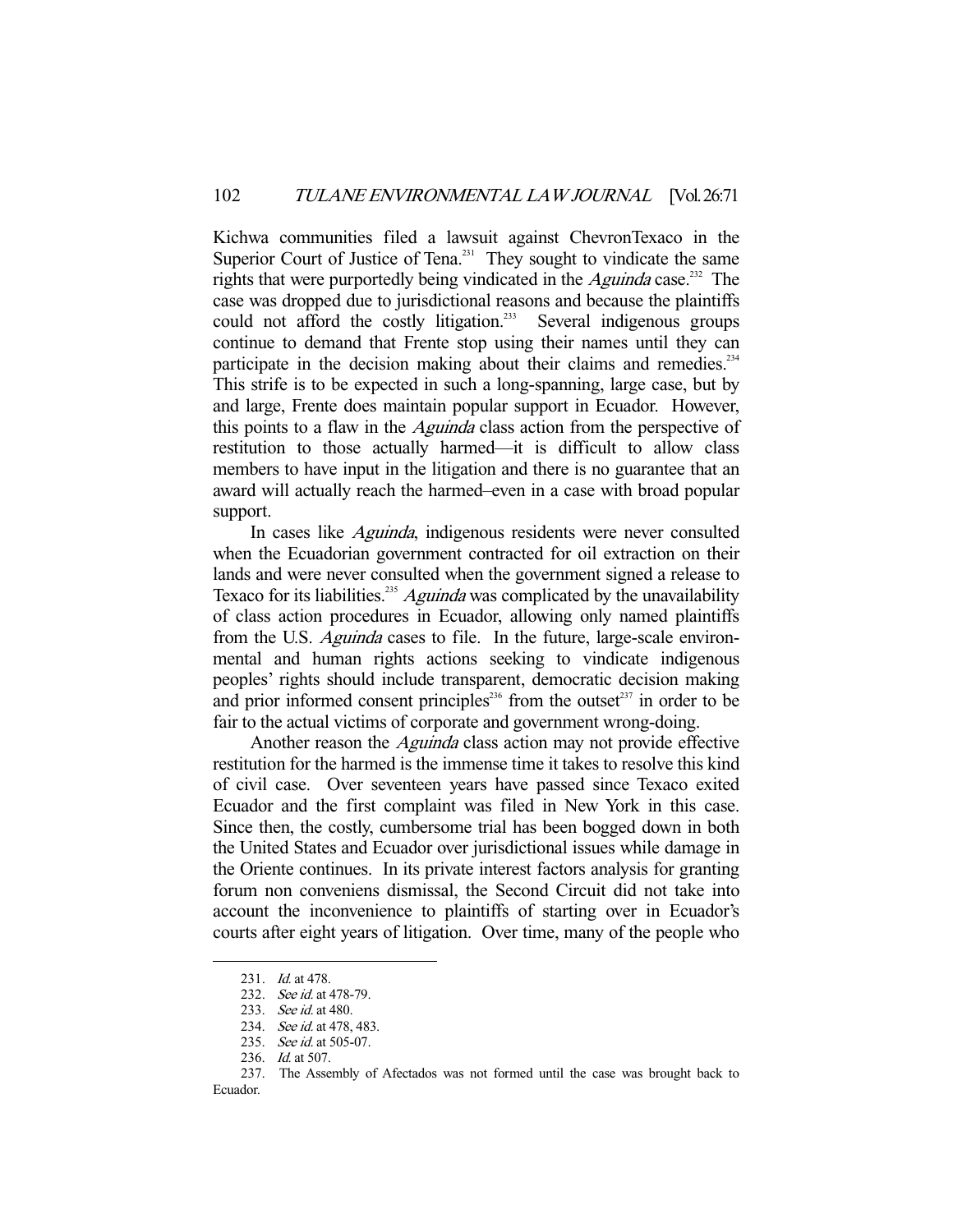Kichwa communities filed a lawsuit against ChevronTexaco in the Superior Court of Justice of Tena.[231] They sought to vindicate the same rights that were purportedly being vindicated in the *Aguinda* case.[232] The case was dropped due to jurisdictional reasons and because the plaintiffs could not afford the costly litigation.[233] Several indigenous groups continue to demand that Frente stop using their names until they can participate in the decision making about their claims and remedies.[234] This strife is to be expected in such a long-spanning, large case, but by and large, Frente does maintain popular support in Ecuador. However, this points to a flaw in the *Aguinda* class action from the perspective of restitution to those actually harmed—it is difficult to allow class members to have input in the litigation and there is no guarantee that an award will actually reach the harmed–even in a case with broad popular support.

In cases like *Aguinda*, indigenous residents were never consulted when the Ecuadorian government contracted for oil extraction on their lands and were never consulted when the government signed a release to Texaco for its liabilities.[235] *Aguinda* was complicated by the unavailability of class action procedures in Ecuador, allowing only named plaintiffs from the U.S. *Aguinda* cases to file. In the future, large-scale environmental and human rights actions seeking to vindicate indigenous peoples' rights should include transparent, democratic decision making and prior informed consent principles[236] from the outset[237] in order to be fair to the actual victims of corporate and government wrong-doing.

Another reason the *Aguinda* class action may not provide effective restitution for the harmed is the immense time it takes to resolve this kind of civil case. Over seventeen years have passed since Texaco exited Ecuador and the first complaint was filed in New York in this case. Since then, the costly, cumbersome trial has been bogged down in both the United States and Ecuador over jurisdictional issues while damage in the Oriente continues. In its private interest factors analysis for granting forum non conveniens dismissal, the Second Circuit did not take into account the inconvenience to plaintiffs of starting over in Ecuador's courts after eight years of litigation. Over time, many of the people who

---

231. *Id.* at 478.

232. *See id.* at 478-79.

233. *See id.* at 480.

234. *See id.* at 478, 483.

235. *See id.* at 505-07.

236. *Id.* at 507.

237. The Assembly of Afectados was not formed until the case was brought back to Ecuador.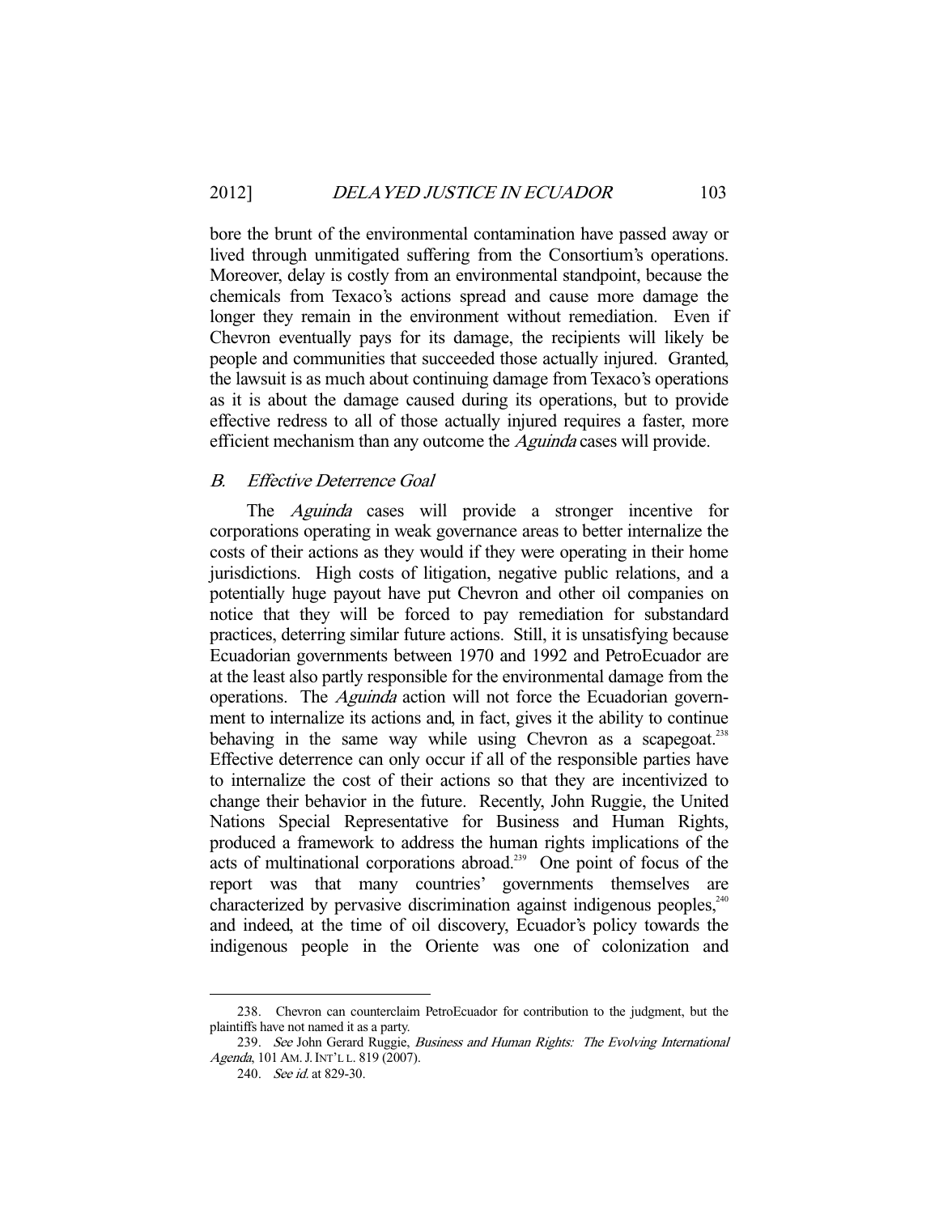bore the brunt of the environmental contamination have passed away or lived through unmitigated suffering from the Consortium's operations. Moreover, delay is costly from an environmental standpoint, because the chemicals from Texaco's actions spread and cause more damage the longer they remain in the environment without remediation. Even if Chevron eventually pays for its damage, the recipients will likely be people and communities that succeeded those actually injured. Granted, the lawsuit is as much about continuing damage from Texaco's operations as it is about the damage caused during its operations, but to provide effective redress to all of those actually injured requires a faster, more efficient mechanism than any outcome the *Aguinda* cases will provide.

### *B. Effective Deterrence Goal*

The *Aguinda* cases will provide a stronger incentive for corporations operating in weak governance areas to better internalize the costs of their actions as they would if they were operating in their home jurisdictions. High costs of litigation, negative public relations, and a potentially huge payout have put Chevron and other oil companies on notice that they will be forced to pay remediation for substandard practices, deterring similar future actions. Still, it is unsatisfying because Ecuadorian governments between 1970 and 1992 and PetroEcuador are at the least also partly responsible for the environmental damage from the operations. The *Aguinda* action will not force the Ecuadorian government to internalize its actions and, in fact, gives it the ability to continue behaving in the same way while using Chevron as a scapegoat.[238] Effective deterrence can only occur if all of the responsible parties have to internalize the cost of their actions so that they are incentivized to change their behavior in the future. Recently, John Ruggie, the United Nations Special Representative for Business and Human Rights, produced a framework to address the human rights implications of the acts of multinational corporations abroad.[239] One point of focus of the report was that many countries' governments themselves are characterized by pervasive discrimination against indigenous peoples,[240] and indeed, at the time of oil discovery, Ecuador's policy towards the indigenous people in the Oriente was one of colonization and

---

238. Chevron can counterclaim PetroEcuador for contribution to the judgment, but the plaintiffs have not named it as a party.

239. *See* John Gerard Ruggie, *Business and Human Rights: The Evolving International Agenda*, 101 AM. J. INT'L L. 819 (2007).

240. *See id.* at 829-30.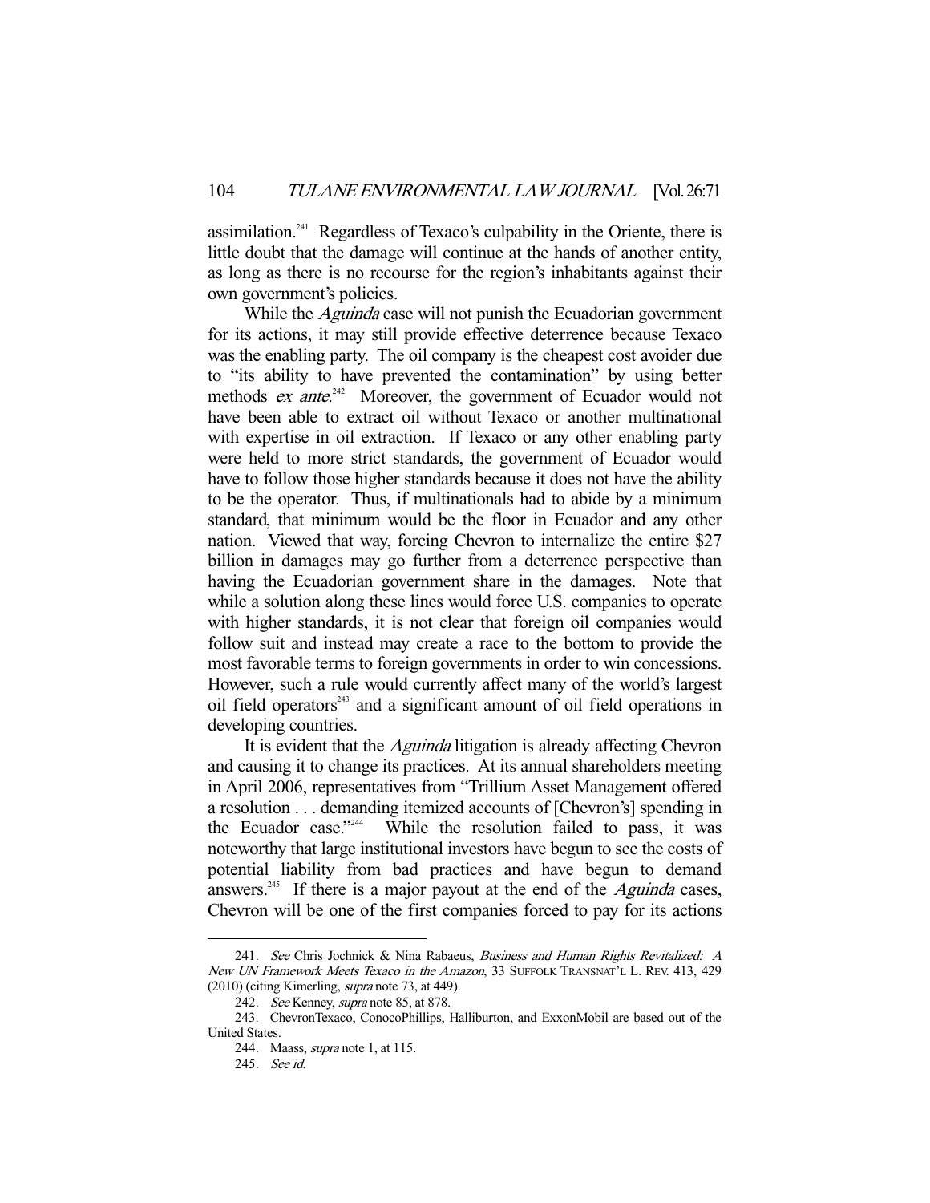assimilation.[241] Regardless of Texaco's culpability in the Oriente, there is little doubt that the damage will continue at the hands of another entity, as long as there is no recourse for the region's inhabitants against their own government's policies.

While the *Aguinda* case will not punish the Ecuadorian government for its actions, it may still provide effective deterrence because Texaco was the enabling party. The oil company is the cheapest cost avoider due to "its ability to have prevented the contamination" by using better methods *ex ante*.[242] Moreover, the government of Ecuador would not have been able to extract oil without Texaco or another multinational with expertise in oil extraction. If Texaco or any other enabling party were held to more strict standards, the government of Ecuador would have to follow those higher standards because it does not have the ability to be the operator. Thus, if multinationals had to abide by a minimum standard, that minimum would be the floor in Ecuador and any other nation. Viewed that way, forcing Chevron to internalize the entire $27 billion in damages may go further from a deterrence perspective than having the Ecuadorian government share in the damages. Note that while a solution along these lines would force U.S. companies to operate with higher standards, it is not clear that foreign oil companies would follow suit and instead may create a race to the bottom to provide the most favorable terms to foreign governments in order to win concessions. However, such a rule would currently affect many of the world's largest oil field operators[243] and a significant amount of oil field operations in developing countries.

It is evident that the *Aguinda* litigation is already affecting Chevron and causing it to change its practices. At its annual shareholders meeting in April 2006, representatives from "Trillium Asset Management offered a resolution . . . demanding itemized accounts of [Chevron's] spending in the Ecuador case."[244] While the resolution failed to pass, it was noteworthy that large institutional investors have begun to see the costs of potential liability from bad practices and have begun to demand answers.[245] If there is a major payout at the end of the *Aguinda* cases, Chevron will be one of the first companies forced to pay for its actions

---

241. *See* Chris Jochnick & Nina Rabaeus, *Business and Human Rights Revitalized: A New UN Framework Meets Texaco in the Amazon*, 33 SUFFOLK TRANSNAT'L L. REV. 413, 429 (2010) (citing Kimerling, *supra* note 73, at 449).

242. *See* Kenney, *supra* note 85, at 878.

243. ChevronTexaco, ConocoPhillips, Halliburton, and ExxonMobil are based out of the United States.

244. Maass, *supra* note 1, at 115.

245. *See id.*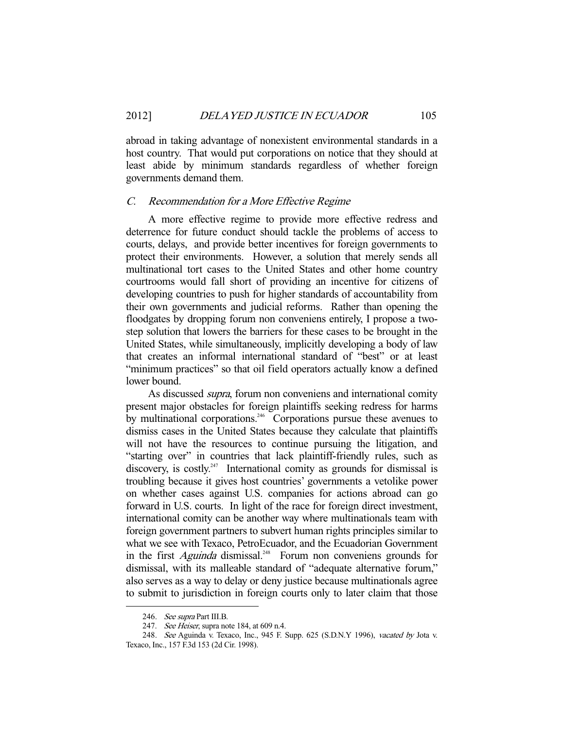abroad in taking advantage of nonexistent environmental standards in a host country. That would put corporations on notice that they should at least abide by minimum standards regardless of whether foreign governments demand them.

### C. *Recommendation for a More Effective Regime*

A more effective regime to provide more effective redress and deterrence for future conduct should tackle the problems of access to courts, delays, and provide better incentives for foreign governments to protect their environments. However, a solution that merely sends all multinational tort cases to the United States and other home country courtrooms would fall short of providing an incentive for citizens of developing countries to push for higher standards of accountability from their own governments and judicial reforms. Rather than opening the floodgates by dropping forum non conveniens entirely, I propose a two-step solution that lowers the barriers for these cases to be brought in the United States, while simultaneously, implicitly developing a body of law that creates an informal international standard of "best" or at least "minimum practices" so that oil field operators actually know a defined lower bound.

As discussed *supra*, forum non conveniens and international comity present major obstacles for foreign plaintiffs seeking redress for harms by multinational corporations.[246] Corporations pursue these avenues to dismiss cases in the United States because they calculate that plaintiffs will not have the resources to continue pursuing the litigation, and "starting over" in countries that lack plaintiff-friendly rules, such as discovery, is costly.[247] International comity as grounds for dismissal is troubling because it gives host countries' governments a vetolike power on whether cases against U.S. companies for actions abroad can go forward in U.S. courts. In light of the race for foreign direct investment, international comity can be another way where multinationals team with foreign government partners to subvert human rights principles similar to what we see with Texaco, PetroEcuador, and the Ecuadorian Government in the first *Aguinda* dismissal.[248] Forum non conveniens grounds for dismissal, with its malleable standard of "adequate alternative forum," also serves as a way to delay or deny justice because multinationals agree to submit to jurisdiction in foreign courts only to later claim that those

---

246. *See supra* Part III.B.

247. *See Heiser*, supra note 184, at 609 n.4.

248. *See* Aguinda v. Texaco, Inc., 945 F. Supp. 625 (S.D.N.Y 1996), *vacated by* Jota v. Texaco, Inc., 157 F.3d 153 (2d Cir. 1998).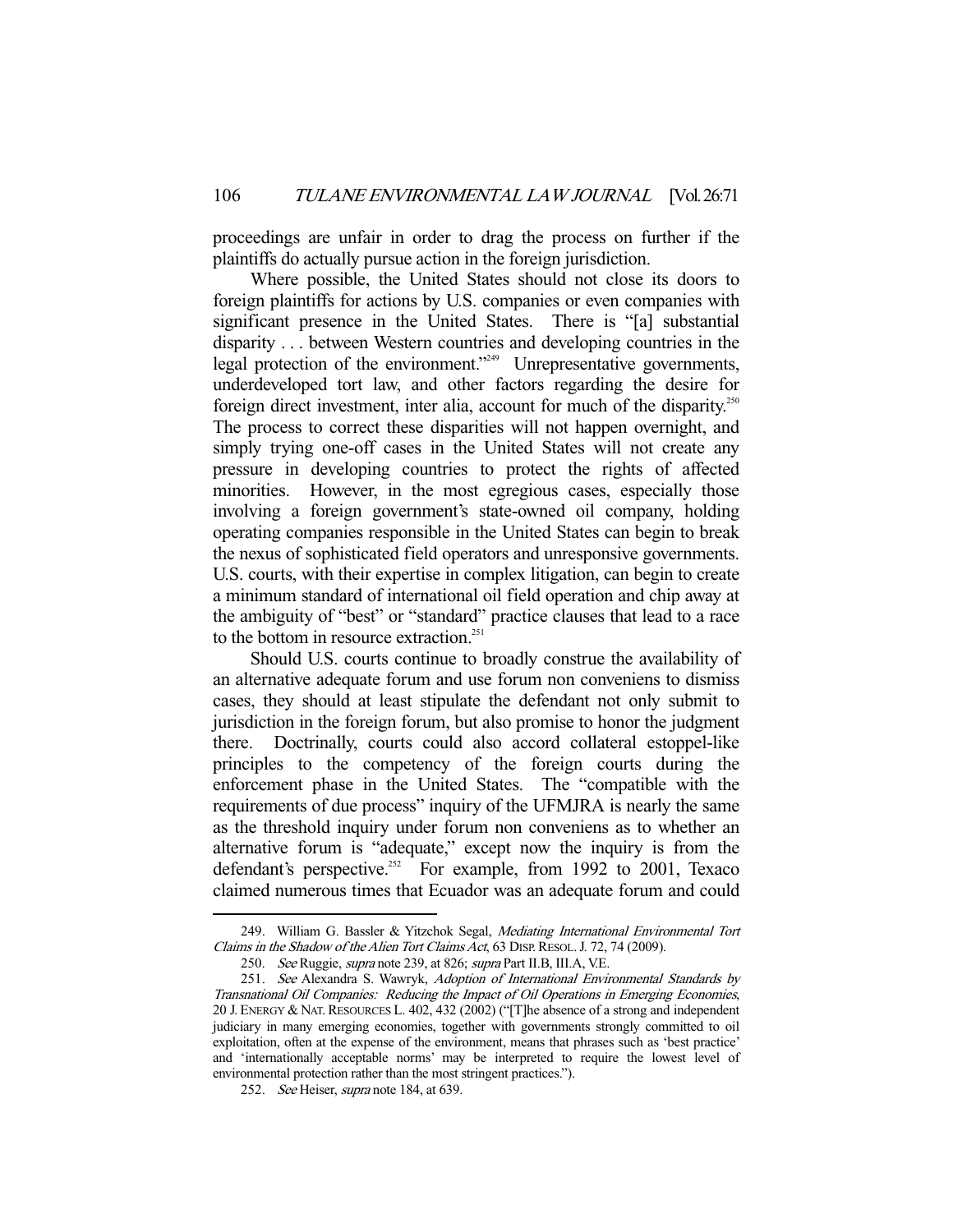proceedings are unfair in order to drag the process on further if the plaintiffs do actually pursue action in the foreign jurisdiction.

Where possible, the United States should not close its doors to foreign plaintiffs for actions by U.S. companies or even companies with significant presence in the United States. There is "[a] substantial disparity . . . between Western countries and developing countries in the legal protection of the environment."[249] Unrepresentative governments, underdeveloped tort law, and other factors regarding the desire for foreign direct investment, inter alia, account for much of the disparity.[250] The process to correct these disparities will not happen overnight, and simply trying one-off cases in the United States will not create any pressure in developing countries to protect the rights of affected minorities. However, in the most egregious cases, especially those involving a foreign government's state-owned oil company, holding operating companies responsible in the United States can begin to break the nexus of sophisticated field operators and unresponsive governments. U.S. courts, with their expertise in complex litigation, can begin to create a minimum standard of international oil field operation and chip away at the ambiguity of "best" or "standard" practice clauses that lead to a race to the bottom in resource extraction.[251]

Should U.S. courts continue to broadly construe the availability of an alternative adequate forum and use forum non conveniens to dismiss cases, they should at least stipulate the defendant not only submit to jurisdiction in the foreign forum, but also promise to honor the judgment there. Doctrinally, courts could also accord collateral estoppel-like principles to the competency of the foreign courts during the enforcement phase in the United States. The "compatible with the requirements of due process" inquiry of the UFMJRA is nearly the same as the threshold inquiry under forum non conveniens as to whether an alternative forum is "adequate," except now the inquiry is from the defendant's perspective.[252] For example, from 1992 to 2001, Texaco claimed numerous times that Ecuador was an adequate forum and could

---

249. William G. Bassler & Yitzchok Segal, *Mediating International Environmental Tort Claims in the Shadow of the Alien Tort Claims Act*, 63 DISP. RESOL. J. 72, 74 (2009).

250. *See* Ruggie, *supra* note 239, at 826; *supra* Part II.B, III.A, V.E.

251. *See* Alexandra S. Wawryk, *Adoption of International Environmental Standards by Transnational Oil Companies: Reducing the Impact of Oil Operations in Emerging Economies*, 20 J. ENERGY & NAT. RESOURCES L. 402, 432 (2002) ("[T]he absence of a strong and independent judiciary in many emerging economies, together with governments strongly committed to oil exploitation, often at the expense of the environment, means that phrases such as 'best practice' and 'internationally acceptable norms' may be interpreted to require the lowest level of environmental protection rather than the most stringent practices.").

252. *See* Heiser, *supra* note 184, at 639.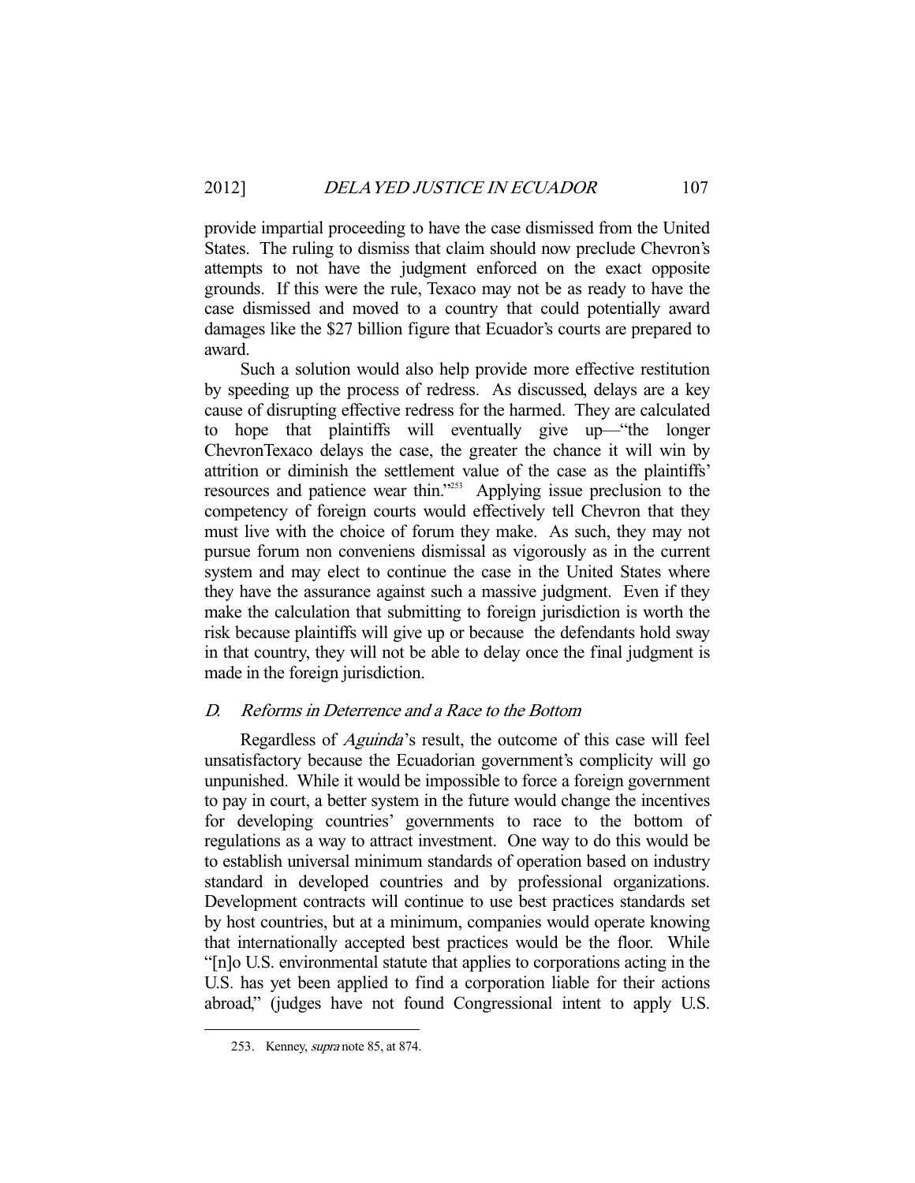provide impartial proceeding to have the case dismissed from the United States. The ruling to dismiss that claim should now preclude Chevron's attempts to not have the judgment enforced on the exact opposite grounds. If this were the rule, Texaco may not be as ready to have the case dismissed and moved to a country that could potentially award damages like the $27 billion figure that Ecuador's courts are prepared to award.

Such a solution would also help provide more effective restitution by speeding up the process of redress. As discussed, delays are a key cause of disrupting effective redress for the harmed. They are calculated to hope that plaintiffs will eventually give up—"the longer ChevronTexaco delays the case, the greater the chance it will win by attrition or diminish the settlement value of the case as the plaintiffs' resources and patience wear thin."[253] Applying issue preclusion to the competency of foreign courts would effectively tell Chevron that they must live with the choice of forum they make. As such, they may not pursue forum non conveniens dismissal as vigorously as in the current system and may elect to continue the case in the United States where they have the assurance against such a massive judgment. Even if they make the calculation that submitting to foreign jurisdiction is worth the risk because plaintiffs will give up or because the defendants hold sway in that country, they will not be able to delay once the final judgment is made in the foreign jurisdiction.

### *D. Reforms in Deterrence and a Race to the Bottom*

Regardless of *Aguinda*'s result, the outcome of this case will feel unsatisfactory because the Ecuadorian government's complicity will go unpunished. While it would be impossible to force a foreign government to pay in court, a better system in the future would change the incentives for developing countries' governments to race to the bottom of regulations as a way to attract investment. One way to do this would be to establish universal minimum standards of operation based on industry standard in developed countries and by professional organizations. Development contracts will continue to use best practices standards set by host countries, but at a minimum, companies would operate knowing that internationally accepted best practices would be the floor. While "[n]o U.S. environmental statute that applies to corporations acting in the U.S. has yet been applied to find a corporation liable for their actions abroad," (judges have not found Congressional intent to apply U.S.

---

253. Kenney, *supra* note 85, at 874.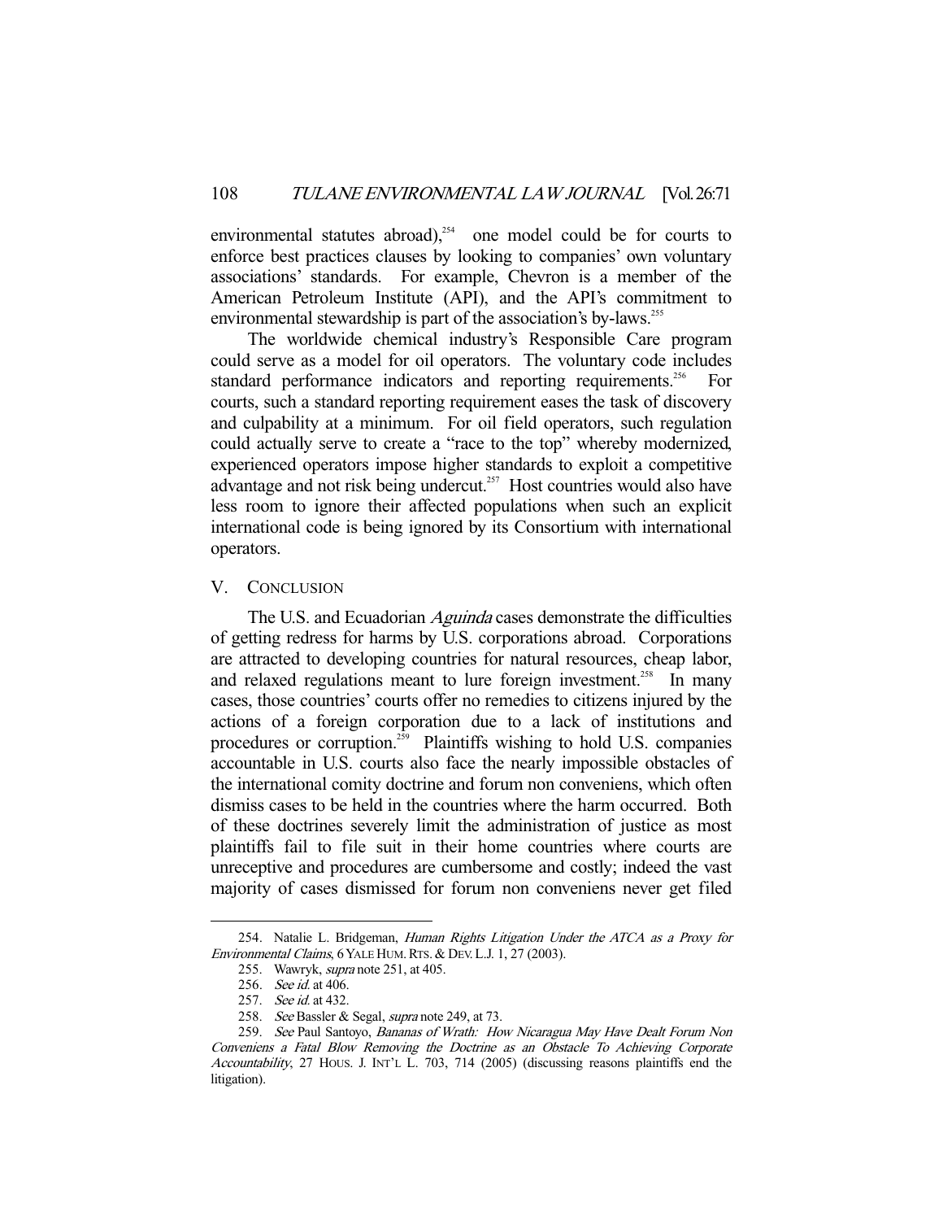environmental statutes abroad),[254] one model could be for courts to enforce best practices clauses by looking to companies' own voluntary associations' standards. For example, Chevron is a member of the American Petroleum Institute (API), and the API's commitment to environmental stewardship is part of the association's by-laws.[255]

The worldwide chemical industry's Responsible Care program could serve as a model for oil operators. The voluntary code includes standard performance indicators and reporting requirements.[256] For courts, such a standard reporting requirement eases the task of discovery and culpability at a minimum. For oil field operators, such regulation could actually serve to create a "race to the top" whereby modernized, experienced operators impose higher standards to exploit a competitive advantage and not risk being undercut.[257] Host countries would also have less room to ignore their affected populations when such an explicit international code is being ignored by its Consortium with international operators.

## V. Conclusion

The U.S. and Ecuadorian *Aguinda* cases demonstrate the difficulties of getting redress for harms by U.S. corporations abroad. Corporations are attracted to developing countries for natural resources, cheap labor, and relaxed regulations meant to lure foreign investment.[258] In many cases, those countries' courts offer no remedies to citizens injured by the actions of a foreign corporation due to a lack of institutions and procedures or corruption.[259] Plaintiffs wishing to hold U.S. companies accountable in U.S. courts also face the nearly impossible obstacles of the international comity doctrine and forum non conveniens, which often dismiss cases to be held in the countries where the harm occurred. Both of these doctrines severely limit the administration of justice as most plaintiffs fail to file suit in their home countries where courts are unreceptive and procedures are cumbersome and costly; indeed the vast majority of cases dismissed for forum non conveniens never get filed

---

254. Natalie L. Bridgeman, *Human Rights Litigation Under the ATCA as a Proxy for Environmental Claims*, 6 YALE HUM. RTS. & DEV. L.J. 1, 27 (2003).

255. Wawryk, *supra* note 251, at 405.

256. *See id.* at 406.

257. *See id.* at 432.

258. *See* Bassler & Segal, *supra* note 249, at 73.

259. *See* Paul Santoyo, *Bananas of Wrath: How Nicaragua May Have Dealt Forum Non Conveniens a Fatal Blow Removing the Doctrine as an Obstacle To Achieving Corporate Accountability*, 27 HOUS. J. INT'L L. 703, 714 (2005) (discussing reasons plaintiffs end the litigation).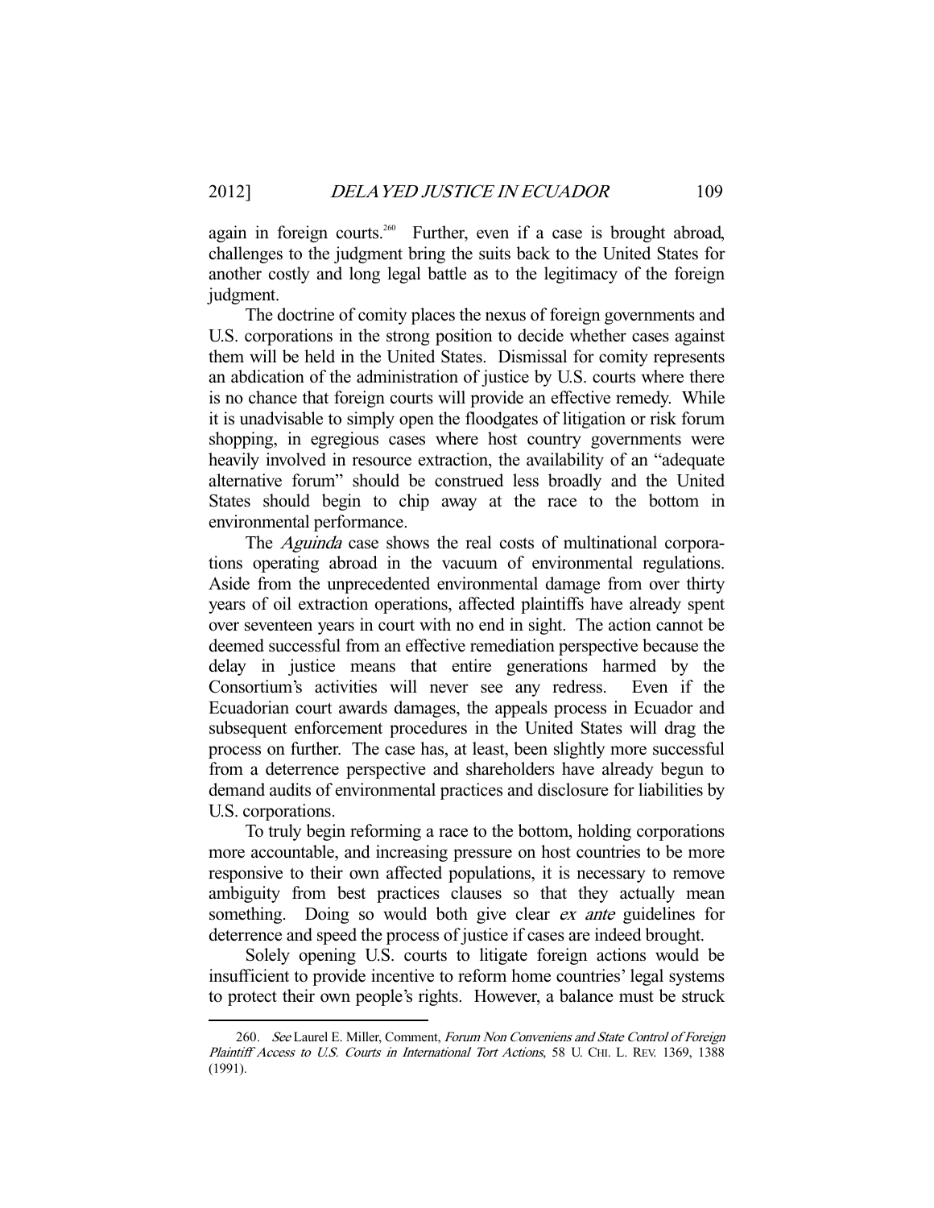again in foreign courts.[260] Further, even if a case is brought abroad, challenges to the judgment bring the suits back to the United States for another costly and long legal battle as to the legitimacy of the foreign judgment.

The doctrine of comity places the nexus of foreign governments and U.S. corporations in the strong position to decide whether cases against them will be held in the United States. Dismissal for comity represents an abdication of the administration of justice by U.S. courts where there is no chance that foreign courts will provide an effective remedy. While it is unadvisable to simply open the floodgates of litigation or risk forum shopping, in egregious cases where host country governments were heavily involved in resource extraction, the availability of an "adequate alternative forum" should be construed less broadly and the United States should begin to chip away at the race to the bottom in environmental performance.

The *Aguinda* case shows the real costs of multinational corporations operating abroad in the vacuum of environmental regulations. Aside from the unprecedented environmental damage from over thirty years of oil extraction operations, affected plaintiffs have already spent over seventeen years in court with no end in sight. The action cannot be deemed successful from an effective remediation perspective because the delay in justice means that entire generations harmed by the Consortium's activities will never see any redress. Even if the Ecuadorian court awards damages, the appeals process in Ecuador and subsequent enforcement procedures in the United States will drag the process on further. The case has, at least, been slightly more successful from a deterrence perspective and shareholders have already begun to demand audits of environmental practices and disclosure for liabilities by U.S. corporations.

To truly begin reforming a race to the bottom, holding corporations more accountable, and increasing pressure on host countries to be more responsive to their own affected populations, it is necessary to remove ambiguity from best practices clauses so that they actually mean something. Doing so would both give clear *ex ante* guidelines for deterrence and speed the process of justice if cases are indeed brought.

Solely opening U.S. courts to litigate foreign actions would be insufficient to provide incentive to reform home countries' legal systems to protect their own people's rights. However, a balance must be struck

---

260. *See* Laurel E. Miller, Comment, *Forum Non Conveniens and State Control of Foreign Plaintiff Access to U.S. Courts in International Tort Actions*, 58 U. CHI. L. REV. 1369, 1388 (1991).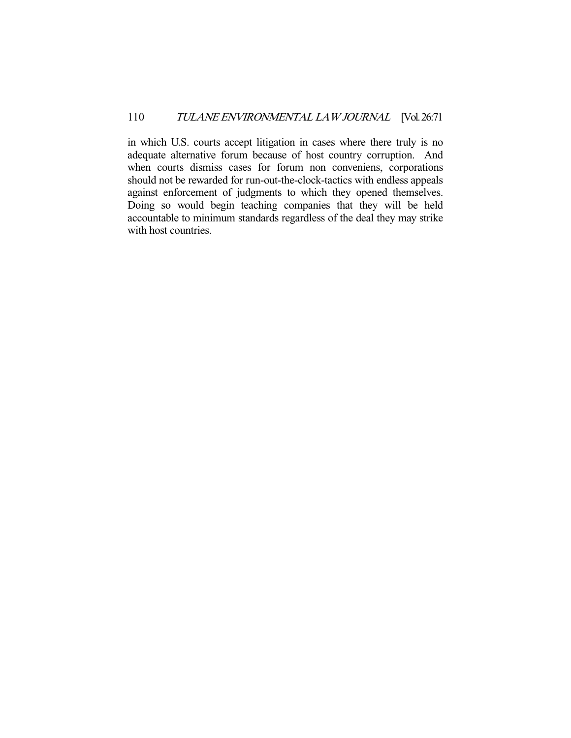in which U.S. courts accept litigation in cases where there truly is no adequate alternative forum because of host country corruption. And when courts dismiss cases for forum non conveniens, corporations should not be rewarded for run-out-the-clock-tactics with endless appeals against enforcement of judgments to which they opened themselves. Doing so would begin teaching companies that they will be held accountable to minimum standards regardless of the deal they may strike with host countries.